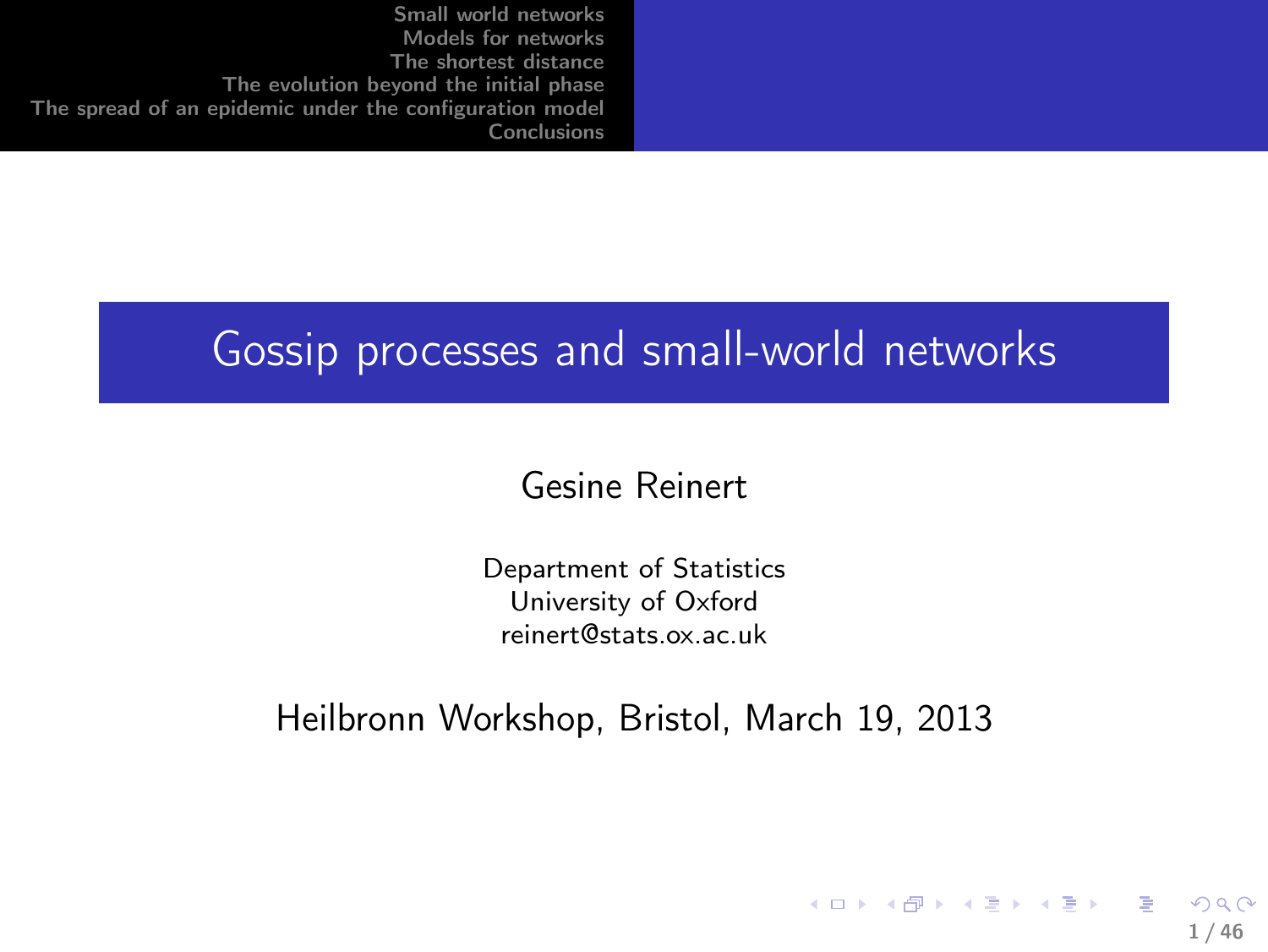# Gossip processes and small-world networks

Gesine Reinert

Department of Statistics
University of Oxford
reinert@stats.ox.ac.uk

Heilbronn Workshop, Bristol, March 19, 2013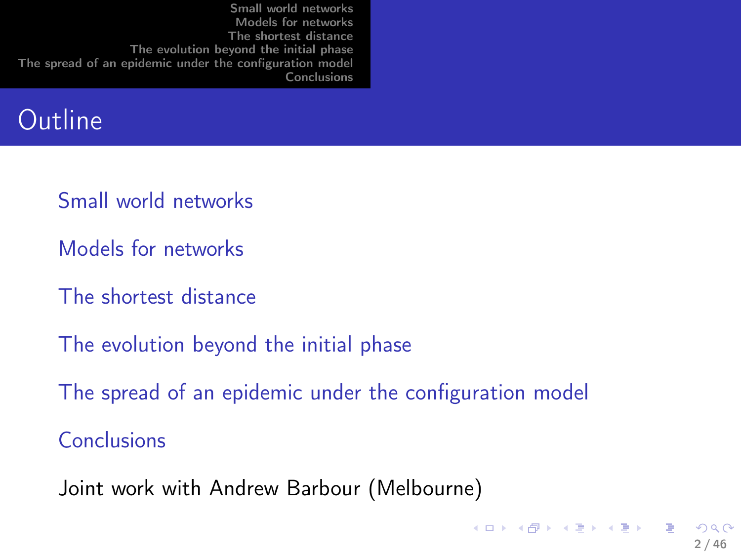# Outline

- Small world networks
- Models for networks
- The shortest distance
- The evolution beyond the initial phase
- The spread of an epidemic under the configuration model
- Conclusions

Joint work with Andrew Barbour (Melbourne)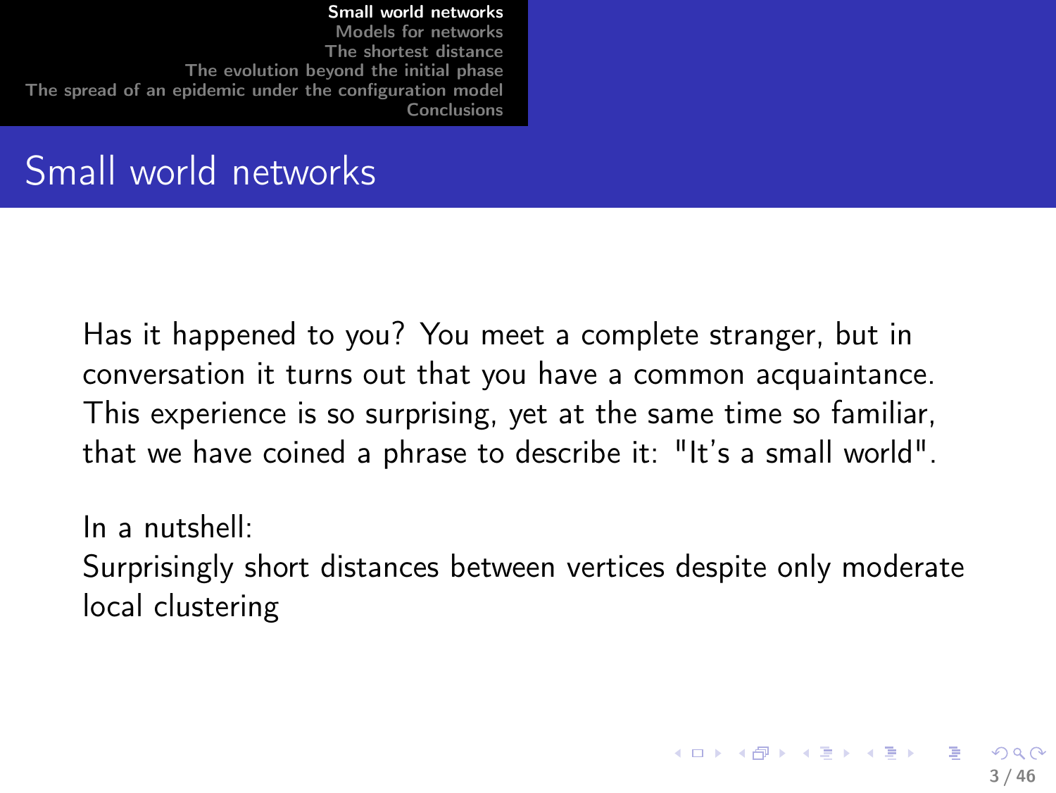# Small world networks

Has it happened to you? You meet a complete stranger, but in conversation it turns out that you have a common acquaintance. This experience is so surprising, yet at the same time so familiar, that we have coined a phrase to describe it: "It's a small world".

In a nutshell:
Surprisingly short distances between vertices despite only moderate local clustering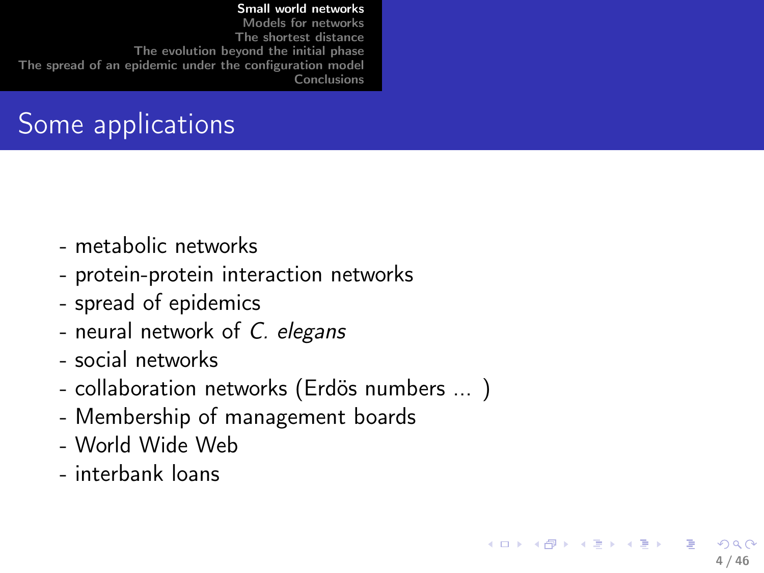## Some applications

- metabolic networks
- protein-protein interaction networks
- spread of epidemics
- neural network of *C. elegans*
- social networks
- collaboration networks (Erdös numbers ... )
- Membership of management boards
- World Wide Web
- interbank loans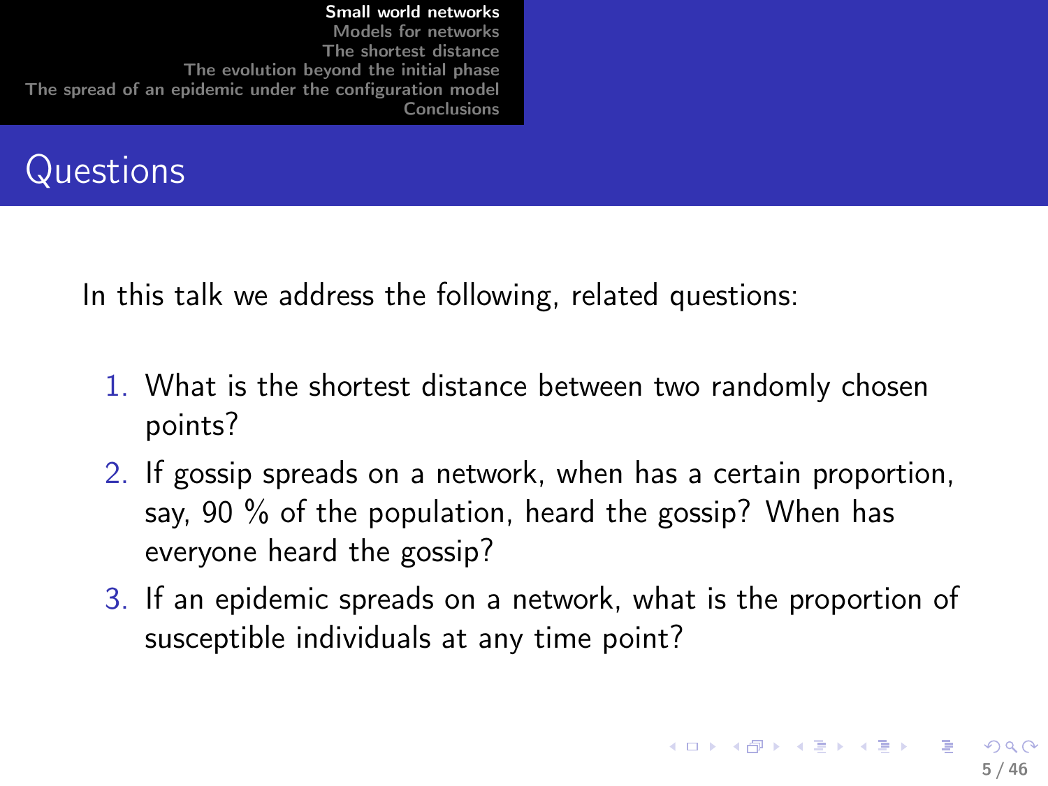## Questions

In this talk we address the following, related questions:

1. What is the shortest distance between two randomly chosen points?
2. If gossip spreads on a network, when has a certain proportion, say, 90 % of the population, heard the gossip? When has everyone heard the gossip?
3. If an epidemic spreads on a network, what is the proportion of susceptible individuals at any time point?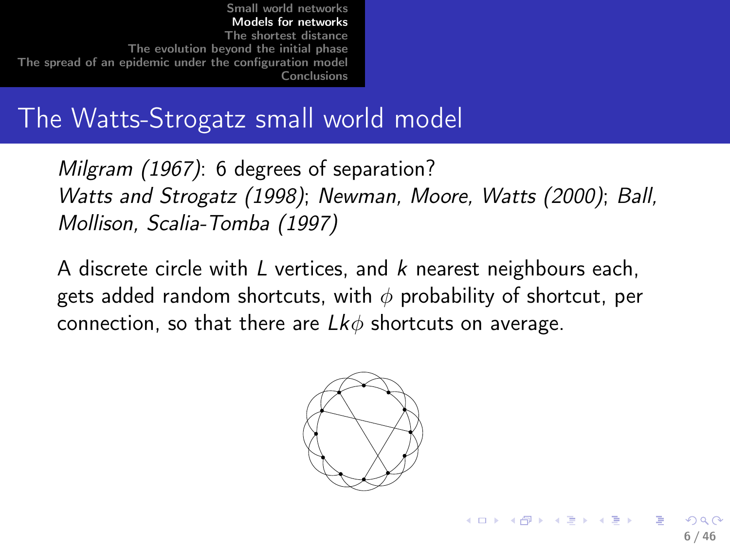# The Watts-Strogatz small world model

*Milgram (1967)*: 6 degrees of separation?
*Watts and Strogatz (1998)*; *Newman, Moore, Watts (2000)*; *Ball, Mollison, Scalia-Tomba (1997)*

A discrete circle with $L$ vertices, and $k$ nearest neighbours each, gets added random shortcuts, with $\phi$ probability of shortcut, per connection, so that there are $Lk\phi$ shortcuts on average.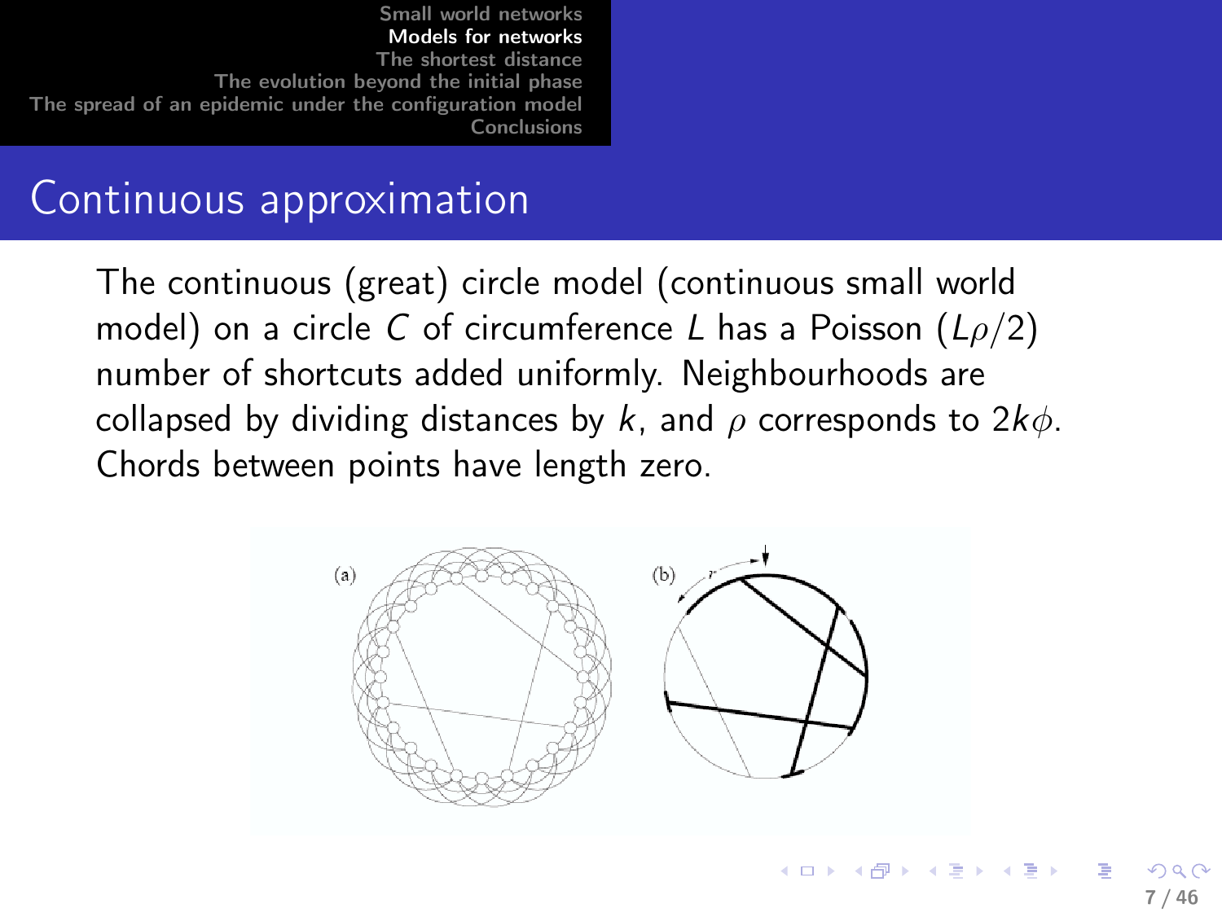# Continuous approximation

The continuous (great) circle model (continuous small world model) on a circle $C$ of circumference $L$ has a Poisson $(L\rho/2)$ number of shortcuts added uniformly. Neighbourhoods are collapsed by dividing distances by $k$, and $\rho$ corresponds to $2k\phi$. Chords between points have length zero.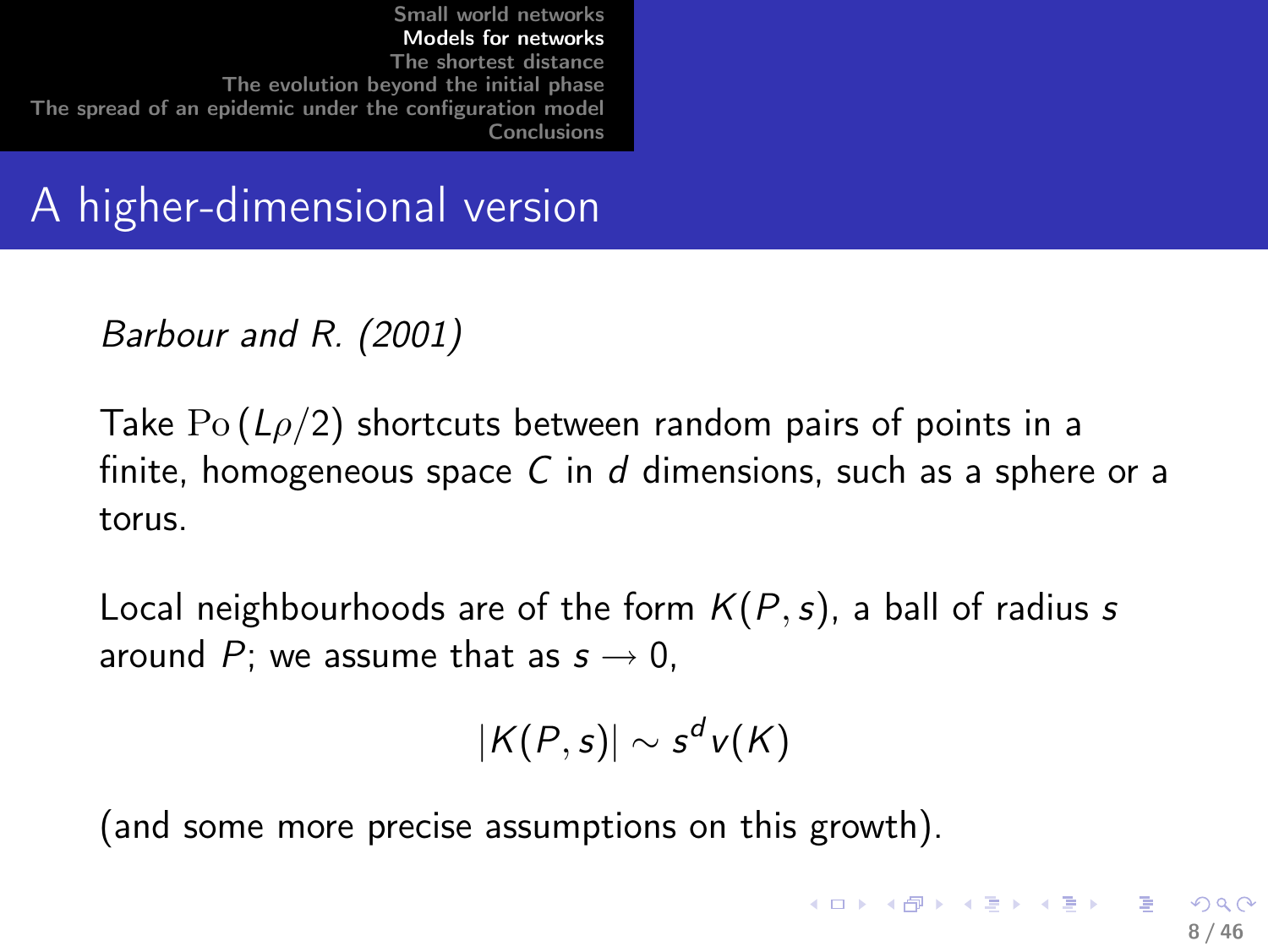# A higher-dimensional version

*Barbour and R. (2001)*

Take $\mathrm{Po}(L\rho/2)$ shortcuts between random pairs of points in a finite, homogeneous space $C$ in $d$ dimensions, such as a sphere or a torus.

Local neighbourhoods are of the form $K(P,s)$, a ball of radius $s$ around $P$; we assume that as $s \longrightarrow 0$,

$$|K(P,s)| \sim s^d v(K)$$

(and some more precise assumptions on this growth).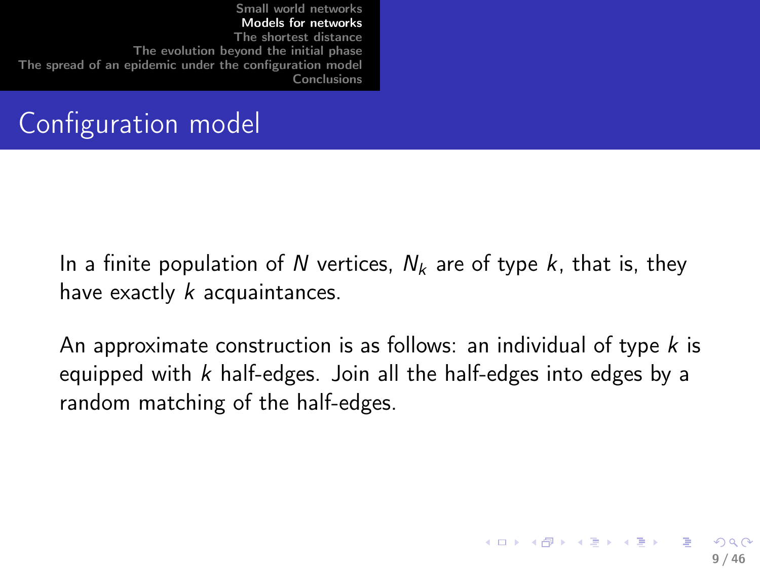# Configuration model

In a finite population of $N$ vertices, $N_k$ are of type $k$, that is, they have exactly $k$ acquaintances.

An approximate construction is as follows: an individual of type $k$ is equipped with $k$ half-edges. Join all the half-edges into edges by a random matching of the half-edges.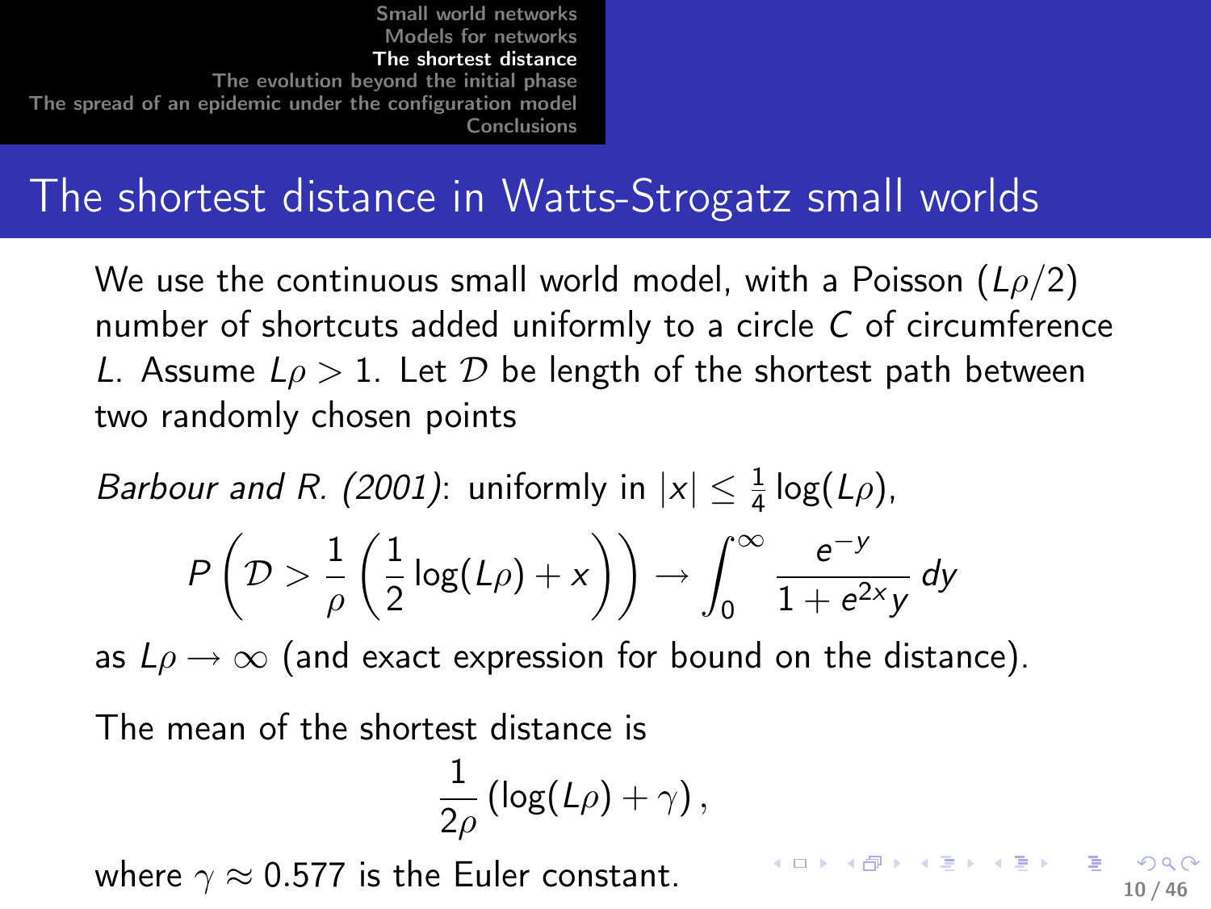# The shortest distance in Watts-Strogatz small worlds

We use the continuous small world model, with a Poisson $(L\rho/2)$ number of shortcuts added uniformly to a circle $C$ of circumference $L$. Assume $L\rho > 1$. Let $\mathcal{D}$ be length of the shortest path between two randomly chosen points

*Barbour and R. (2001)*: uniformly in $|x| \leq \frac{1}{4}\log(L\rho)$,

$$P\left(\mathcal{D} > \frac{1}{\rho}\left(\frac{1}{2}\log(L\rho) + x\right)\right) \to \int_0^\infty \frac{e^{-y}}{1 + e^{2x}y}\,dy$$

as $L\rho \to \infty$ (and exact expression for bound on the distance).

The mean of the shortest distance is

$$\frac{1}{2\rho}\left(\log(L\rho) + \gamma\right),$$

where $\gamma \approx 0.577$ is the Euler constant.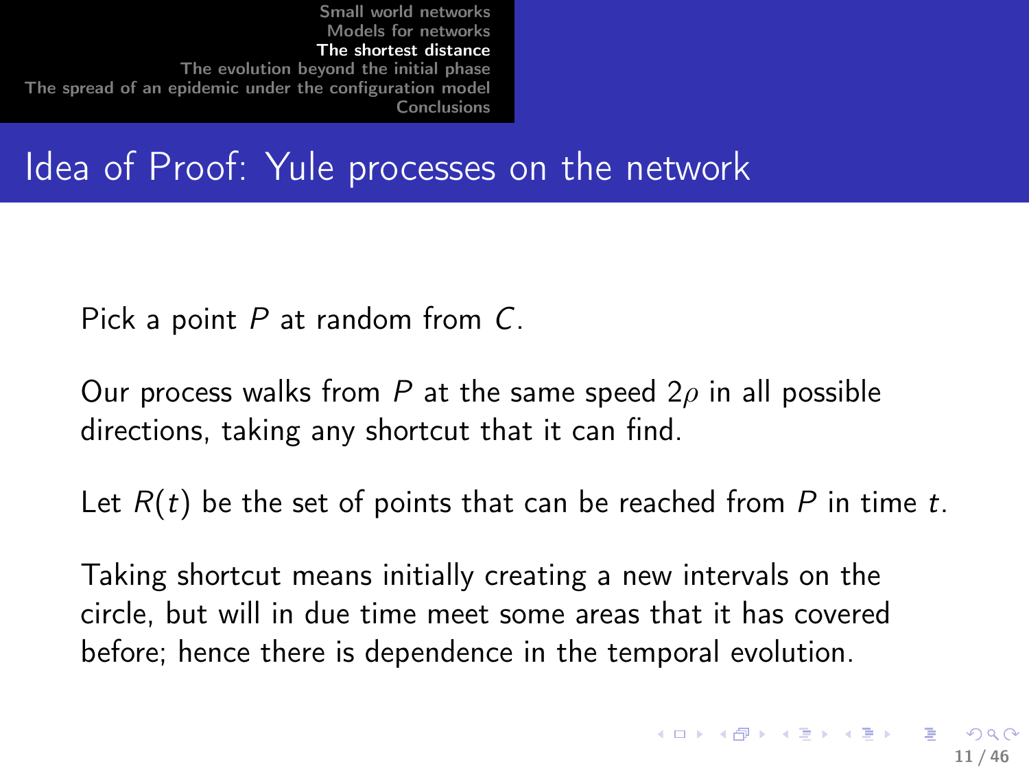# Idea of Proof: Yule processes on the network

Pick a point $P$ at random from $C$.

Our process walks from $P$ at the same speed $2\rho$ in all possible directions, taking any shortcut that it can find.

Let $R(t)$ be the set of points that can be reached from $P$ in time $t$.

Taking shortcut means initially creating a new intervals on the circle, but will in due time meet some areas that it has covered before; hence there is dependence in the temporal evolution.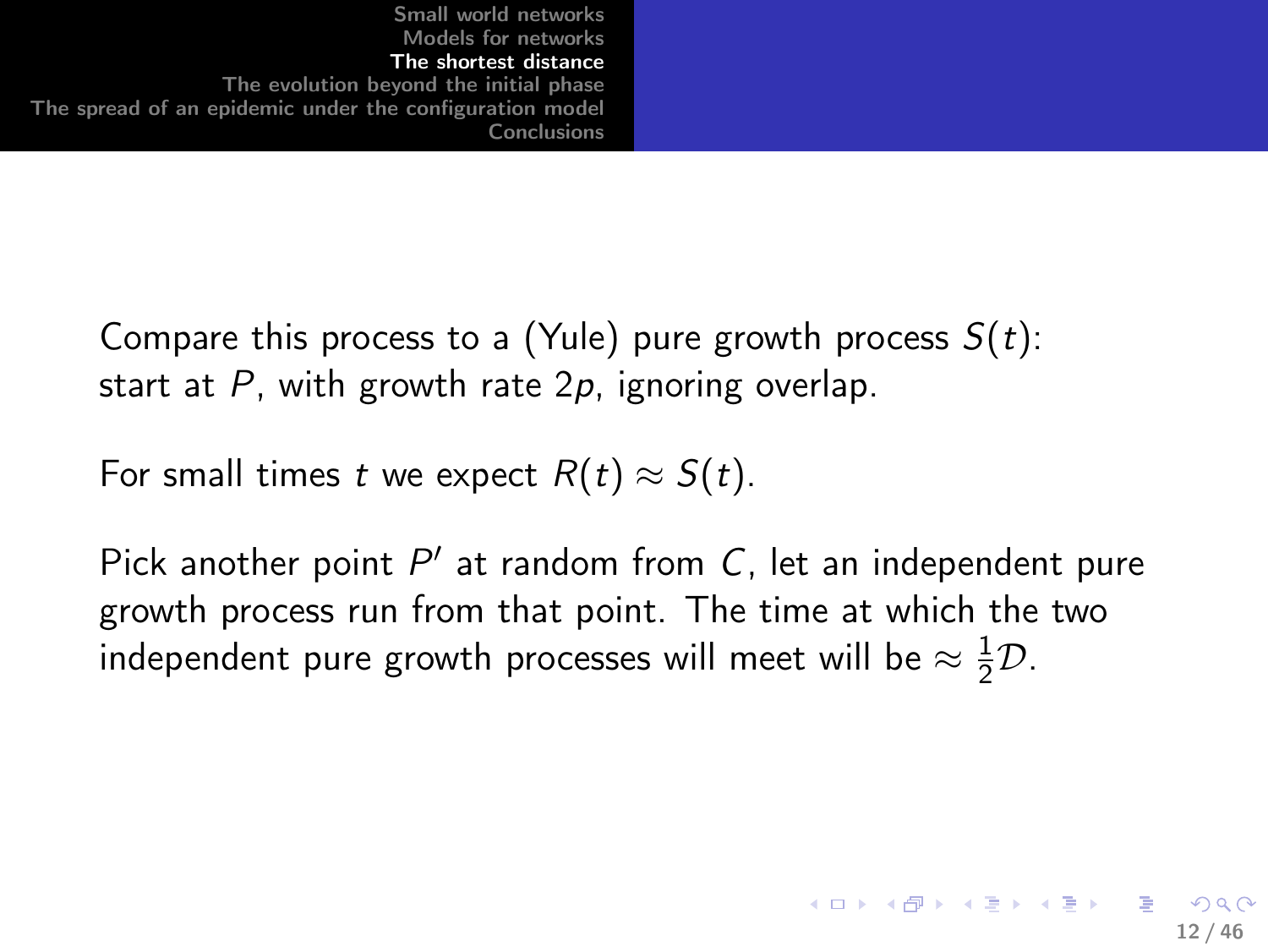Compare this process to a (Yule) pure growth process $S(t)$: start at $P$, with growth rate $2p$, ignoring overlap.

For small times $t$ we expect $R(t) \approx S(t)$.

Pick another point $P'$ at random from $C$, let an independent pure growth process run from that point. The time at which the two independent pure growth processes will meet will be $\approx \frac{1}{2}\mathcal{D}$.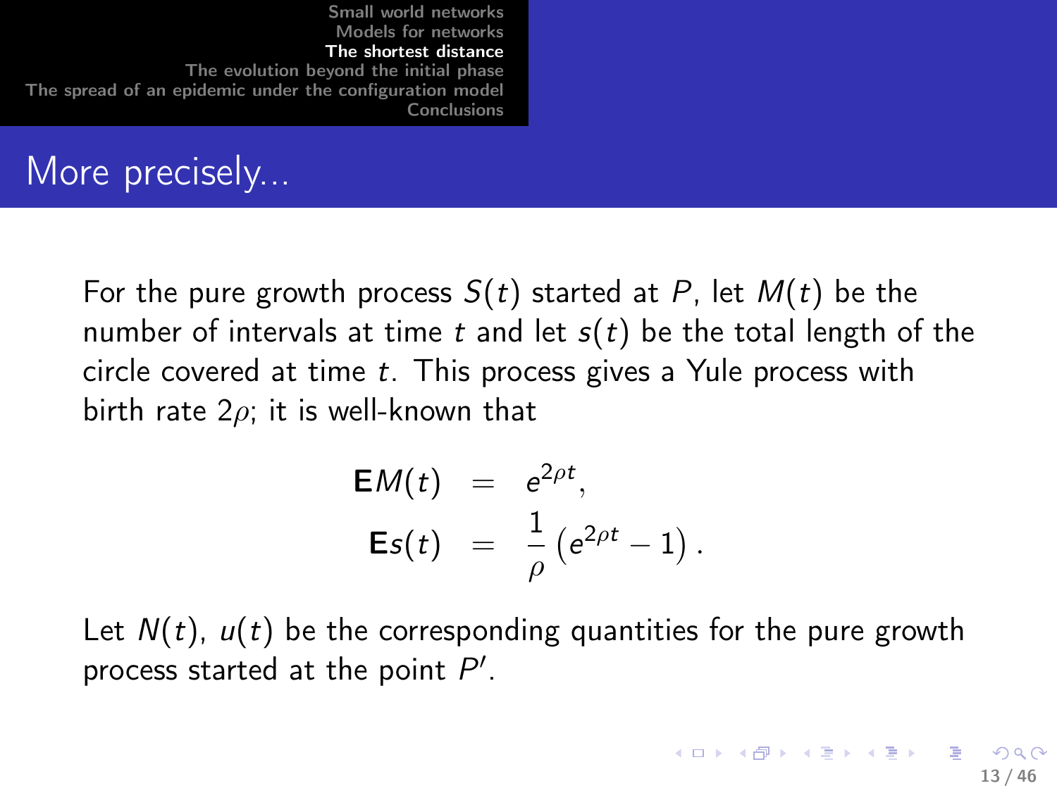## More precisely...

For the pure growth process $S(t)$ started at $P$, let $M(t)$ be the number of intervals at time $t$ and let $s(t)$ be the total length of the circle covered at time $t$. This process gives a Yule process with birth rate $2\rho$; it is well-known that

$$
\begin{aligned}
\mathbf{E}M(t) &= e^{2\rho t}, \\
\mathbf{E}s(t) &= \frac{1}{\rho}\left(e^{2\rho t} - 1\right).
\end{aligned}
$$

Let $N(t)$, $u(t)$ be the corresponding quantities for the pure growth process started at the point $P'$.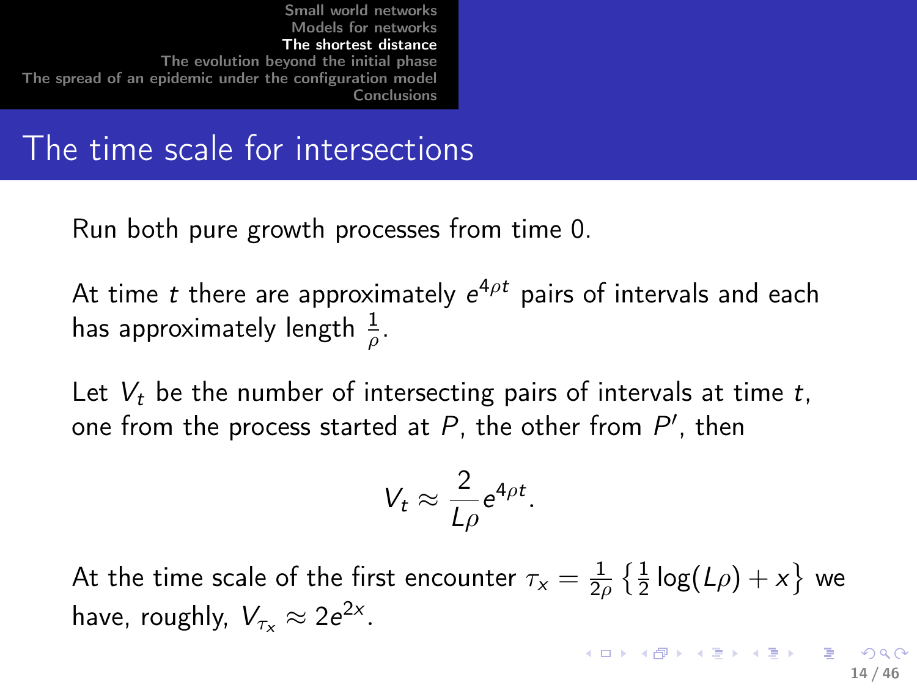# The time scale for intersections

Run both pure growth processes from time 0.

At time $t$ there are approximately $e^{4\rho t}$ pairs of intervals and each has approximately length $\frac{1}{\rho}$.

Let $V_t$ be the number of intersecting pairs of intervals at time $t$, one from the process started at $P$, the other from $P'$, then

$$V_t \approx \frac{2}{L\rho} e^{4\rho t}.$$

At the time scale of the first encounter $\tau_x = \frac{1}{2\rho}\left\{\frac{1}{2}\log(L\rho) + x\right\}$ we have, roughly, $V_{\tau_x} \approx 2e^{2x}$.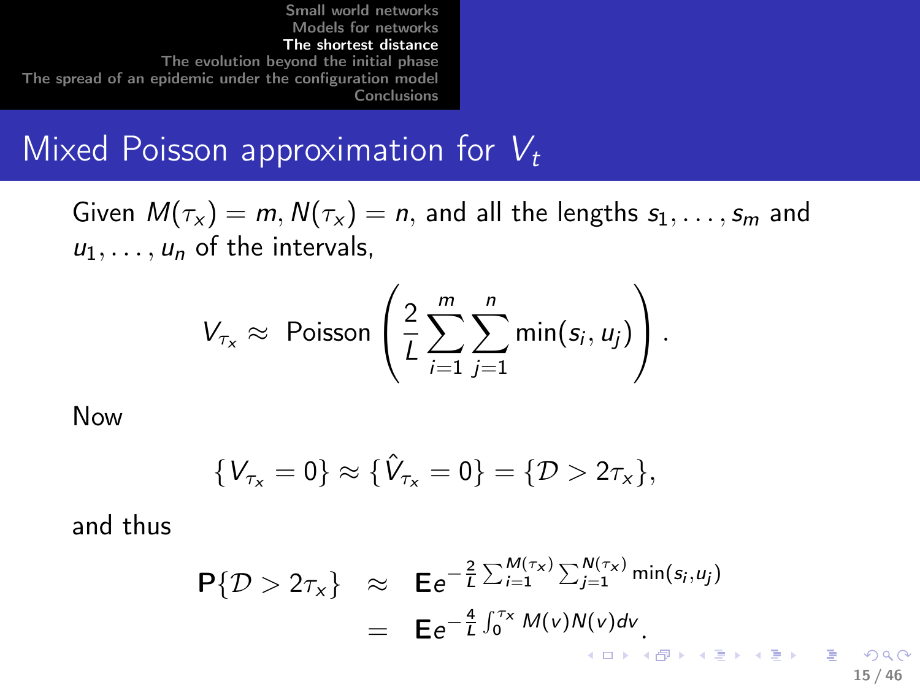# Mixed Poisson approximation for $V_t$

Given $M(\tau_x) = m, N(\tau_x) = n$, and all the lengths $s_1, \ldots, s_m$ and $u_1, \ldots, u_n$ of the intervals,

$$V_{\tau_x} \approx \text{ Poisson} \left( \frac{2}{L} \sum_{i=1}^{m} \sum_{j=1}^{n} \min(s_i, u_j) \right).$$

Now

$$\{V_{\tau_x} = 0\} \approx \{\hat{V}_{\tau_x} = 0\} = \{\mathcal{D} > 2\tau_x\},$$

and thus

$$\begin{aligned} \mathbf{P}\{\mathcal{D} > 2\tau_x\} &\approx \mathbf{E} e^{-\frac{2}{L} \sum_{i=1}^{M(\tau_x)} \sum_{j=1}^{N(\tau_x)} \min(s_i, u_j)} \\ &= \mathbf{E} e^{-\frac{4}{L} \int_0^{\tau_x} M(v) N(v) dv}. \end{aligned}$$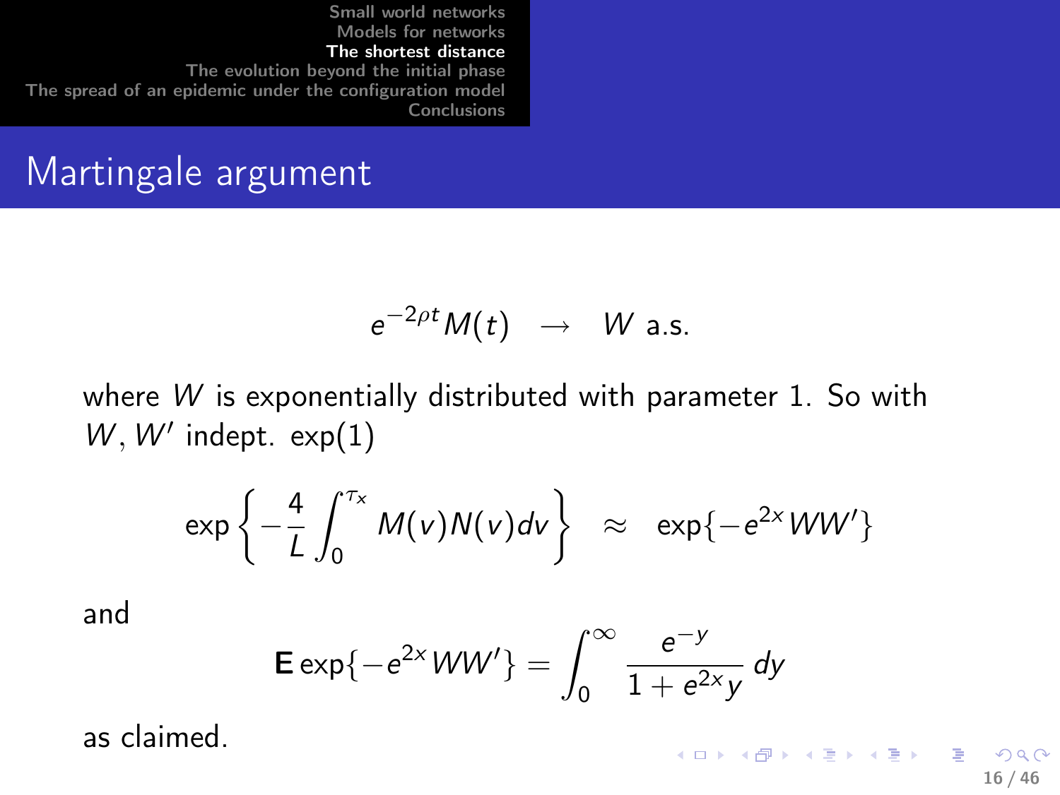# Martingale argument

$$e^{-2\rho t} M(t) \quad \to \quad W \text{ a.s.}$$

where $W$ is exponentially distributed with parameter 1. So with $W, W'$ indept. $\exp(1)$

$$\exp\left\{ -\frac{4}{L} \int_0^{\tau_x} M(v) N(v) dv \right\} \quad \approx \quad \exp\{-e^{2x} W W'\}$$

and

$$\mathbf{E} \exp\{-e^{2x} W W'\} = \int_0^\infty \frac{e^{-y}}{1 + e^{2x} y} \, dy$$

as claimed.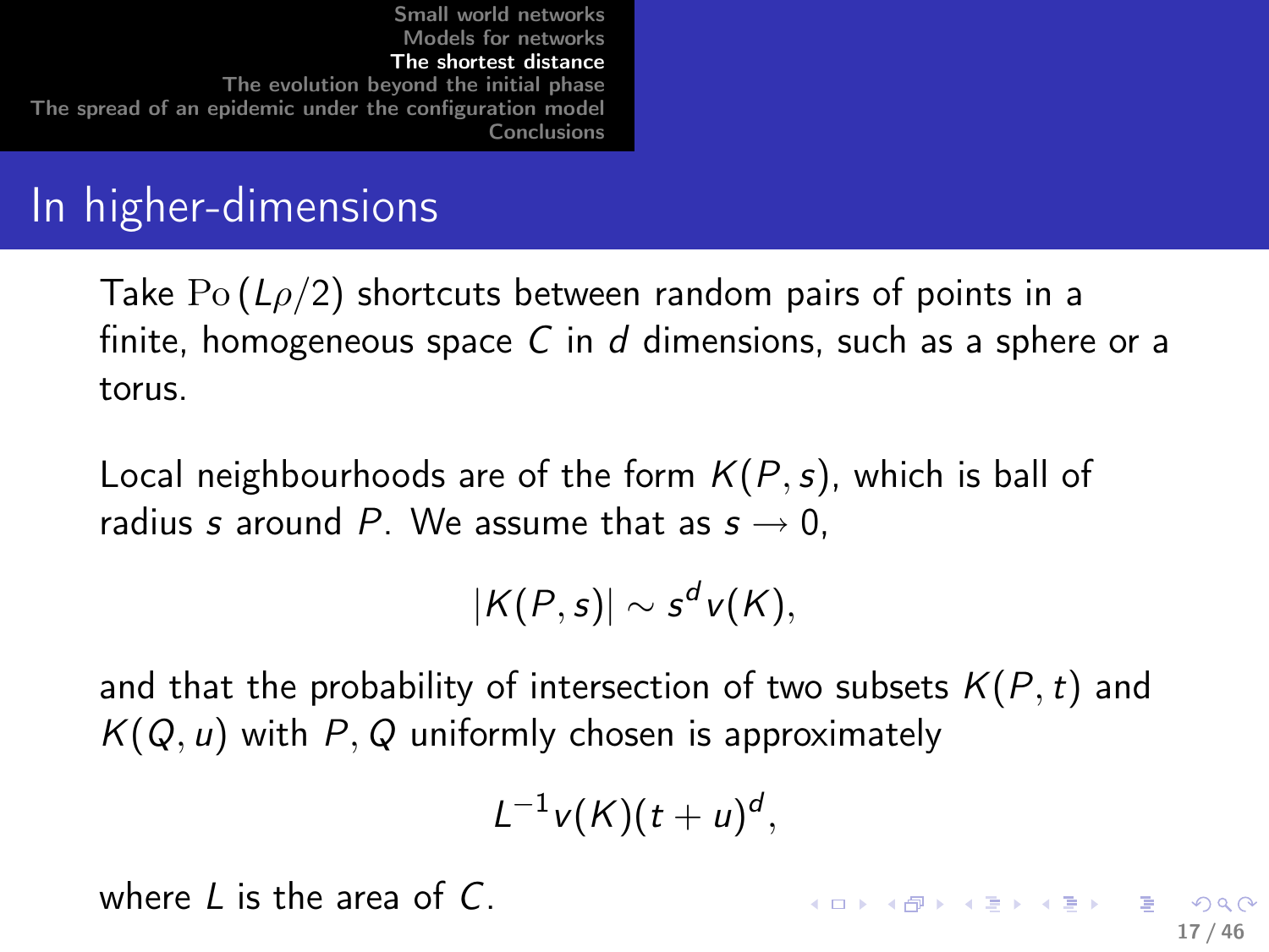## In higher-dimensions

Take $\mathrm{Po}(L\rho/2)$ shortcuts between random pairs of points in a finite, homogeneous space $C$ in $d$ dimensions, such as a sphere or a torus.

Local neighbourhoods are of the form $K(P,s)$, which is ball of radius $s$ around $P$. We assume that as $s \to 0$,

$$|K(P,s)| \sim s^d v(K),$$

and that the probability of intersection of two subsets $K(P,t)$ and $K(Q,u)$ with $P, Q$ uniformly chosen is approximately

$$L^{-1} v(K)(t+u)^d,$$

where $L$ is the area of $C$.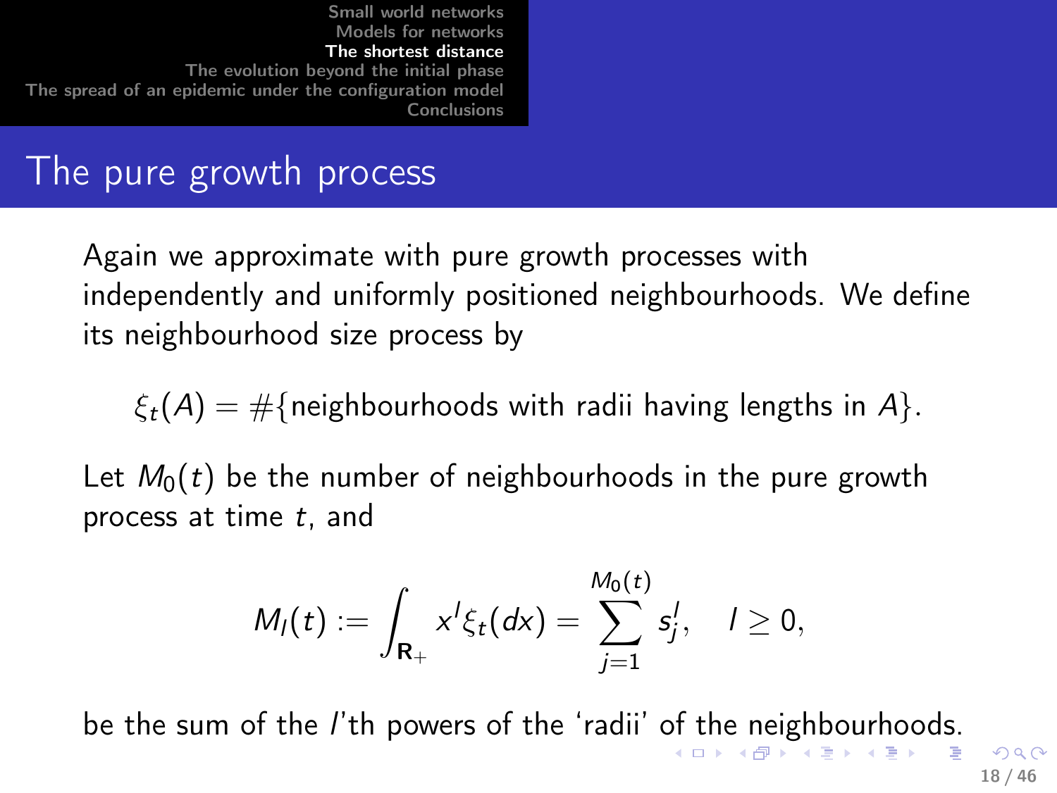# The pure growth process

Again we approximate with pure growth processes with independently and uniformly positioned neighbourhoods. We define its neighbourhood size process by

$$\xi_t(A) = \#\{\text{neighbourhoods with radii having lengths in } A\}.$$

Let $M_0(t)$ be the number of neighbourhoods in the pure growth process at time $t$, and

$$M_l(t) := \int_{\mathbf{R}_+} x^l \xi_t(dx) = \sum_{j=1}^{M_0(t)} s_j^l, \quad l \geq 0,$$

be the sum of the $l$'th powers of the 'radii' of the neighbourhoods.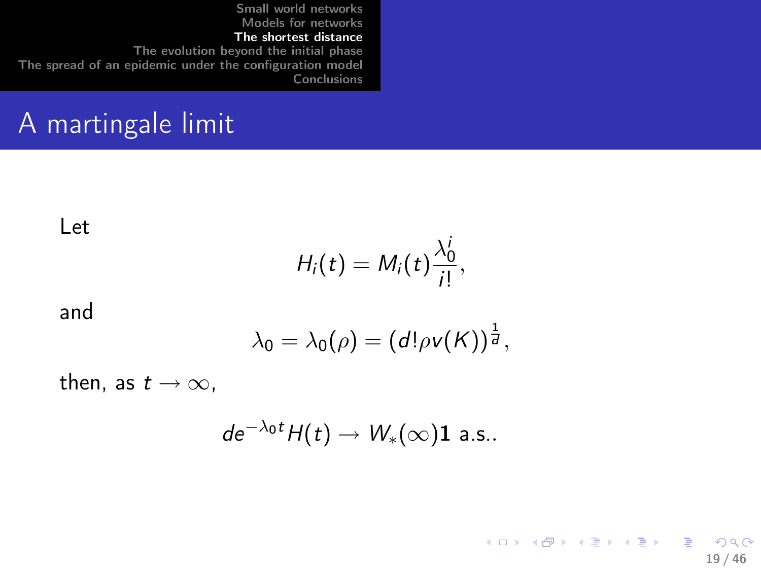# A martingale limit

Let

$$H_i(t) = M_i(t)\frac{\lambda_0^i}{i!},$$

and

$$\lambda_0 = \lambda_0(\rho) = (d!\rho v(K))^{\frac{1}{d}},$$

then, as $t \to \infty$,

$$de^{-\lambda_0 t}H(t) \to W_*(\infty)\mathbf{1} \text{ a.s.}.$$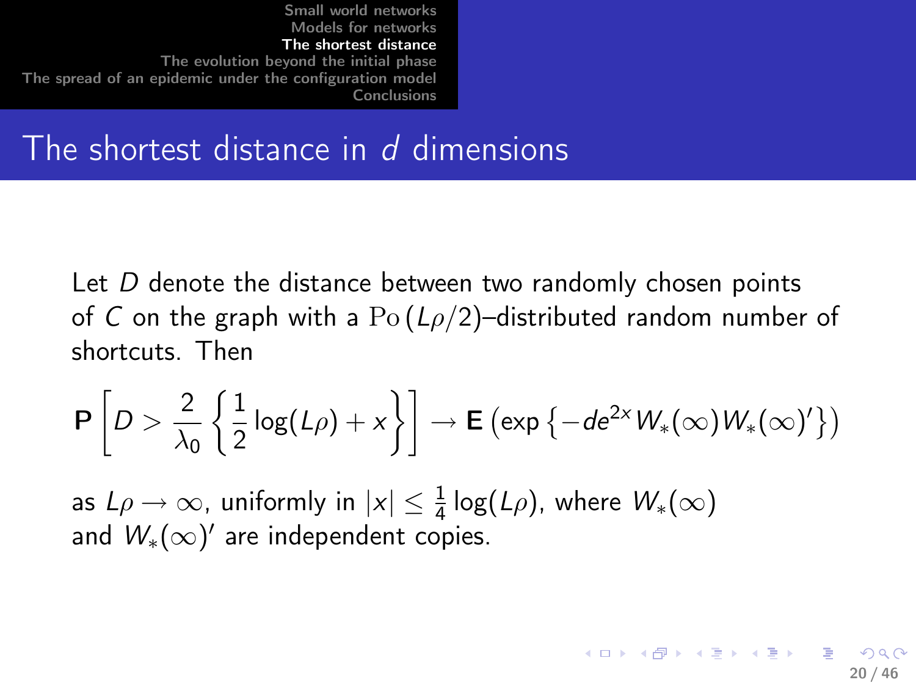# The shortest distance in $d$ dimensions

Let $D$ denote the distance between two randomly chosen points of $C$ on the graph with a $\mathrm{Po}\,(L\rho/2)$–distributed random number of shortcuts. Then

$$\mathbf{P}\left[D > \frac{2}{\lambda_0}\left\{\frac{1}{2}\log(L\rho) + x\right\}\right] \to \mathbf{E}\left(\exp\left\{-de^{2x}W_*(\infty)W_*(\infty)'\right\}\right)$$

as $L\rho \to \infty$, uniformly in $|x| \leq \frac{1}{4}\log(L\rho)$, where $W_*(\infty)$ and $W_*(\infty)'$ are independent copies.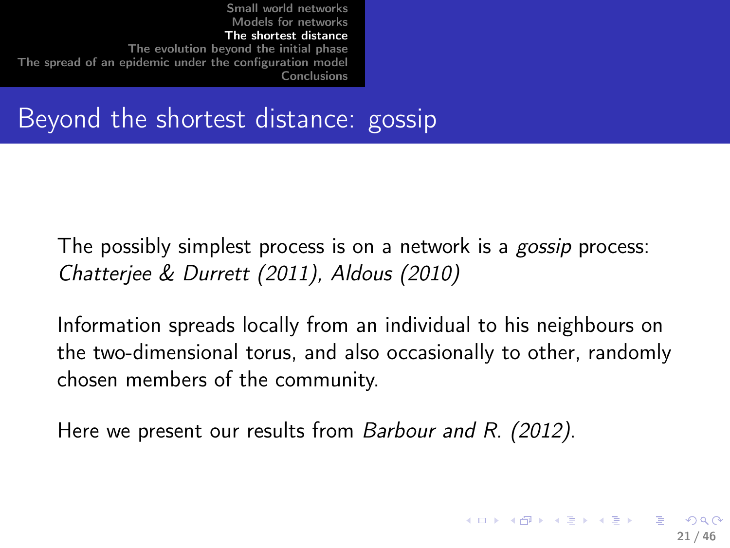# Beyond the shortest distance: gossip

The possibly simplest process is on a network is a *gossip* process: *Chatterjee & Durrett (2011), Aldous (2010)*

Information spreads locally from an individual to his neighbours on the two-dimensional torus, and also occasionally to other, randomly chosen members of the community.

Here we present our results from *Barbour and R. (2012)*.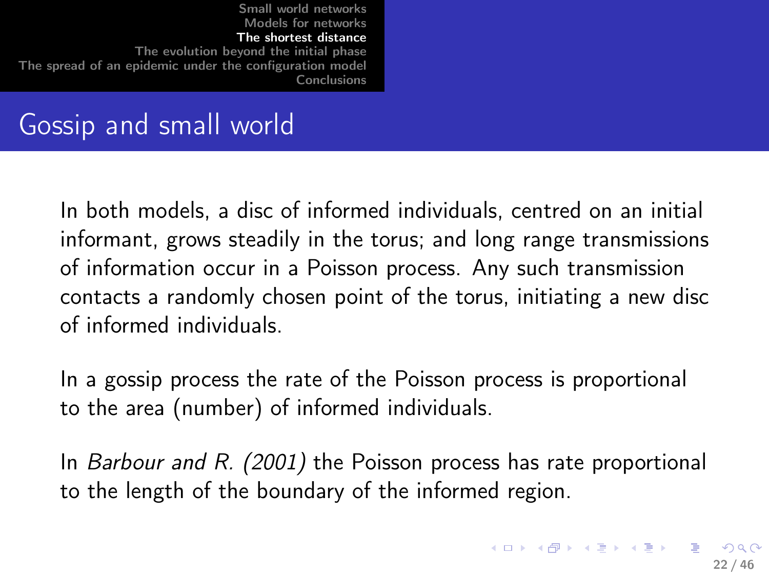# Gossip and small world

In both models, a disc of informed individuals, centred on an initial informant, grows steadily in the torus; and long range transmissions of information occur in a Poisson process. Any such transmission contacts a randomly chosen point of the torus, initiating a new disc of informed individuals.

In a gossip process the rate of the Poisson process is proportional to the area (number) of informed individuals.

In *Barbour and R. (2001)* the Poisson process has rate proportional to the length of the boundary of the informed region.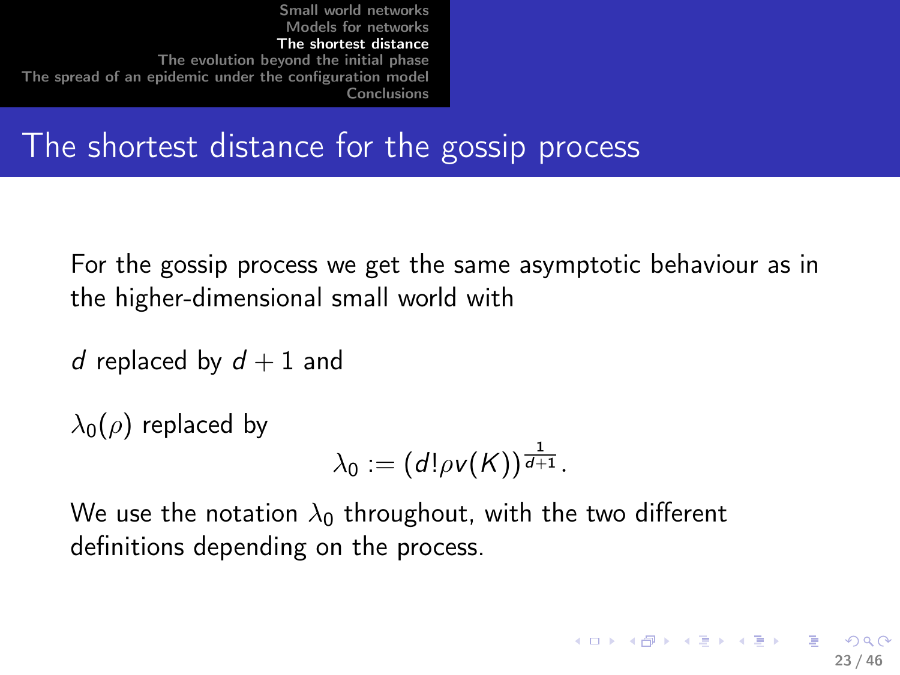# The shortest distance for the gossip process

For the gossip process we get the same asymptotic behaviour as in the higher-dimensional small world with

$d$ replaced by $d+1$ and

$\lambda_0(\rho)$ replaced by

$$\lambda_0 := (d!\rho v(K))^{\frac{1}{d+1}}.$$

We use the notation $\lambda_0$ throughout, with the two different definitions depending on the process.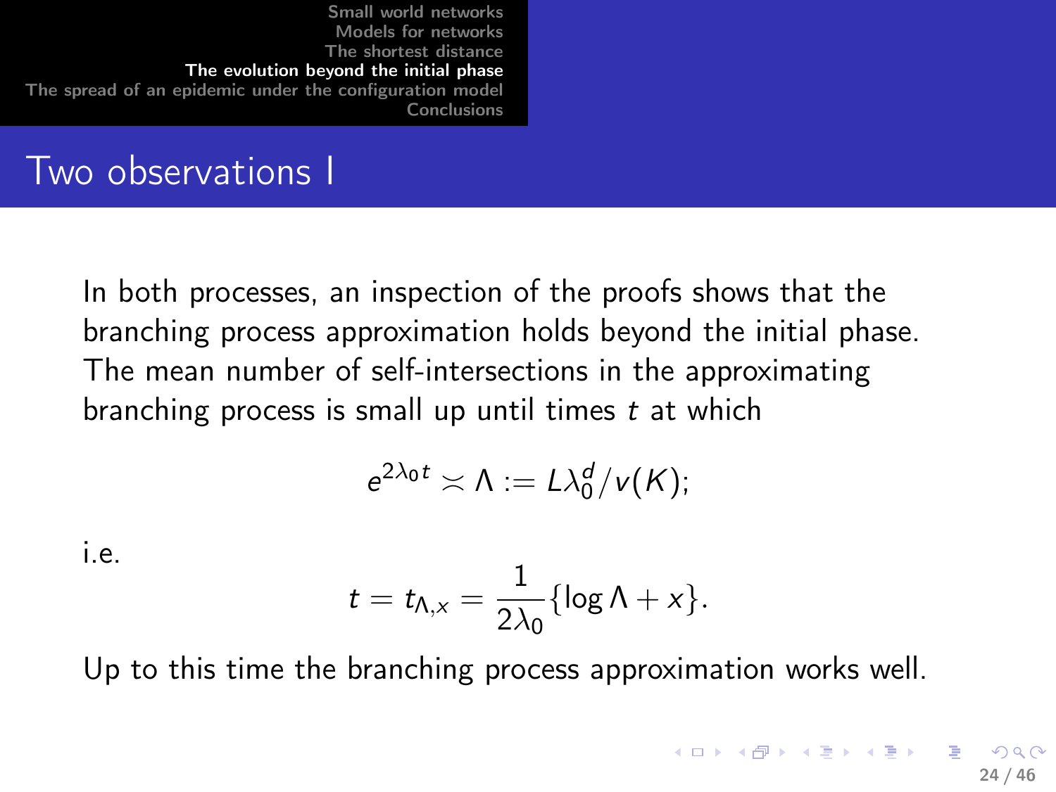# Two observations I

In both processes, an inspection of the proofs shows that the branching process approximation holds beyond the initial phase. The mean number of self-intersections in the approximating branching process is small up until times $t$ at which

$$e^{2\lambda_0 t} \asymp \Lambda := L\lambda_0^d / v(K);$$

i.e.

$$t = t_{\Lambda,x} = \frac{1}{2\lambda_0}\{\log \Lambda + x\}.$$

Up to this time the branching process approximation works well.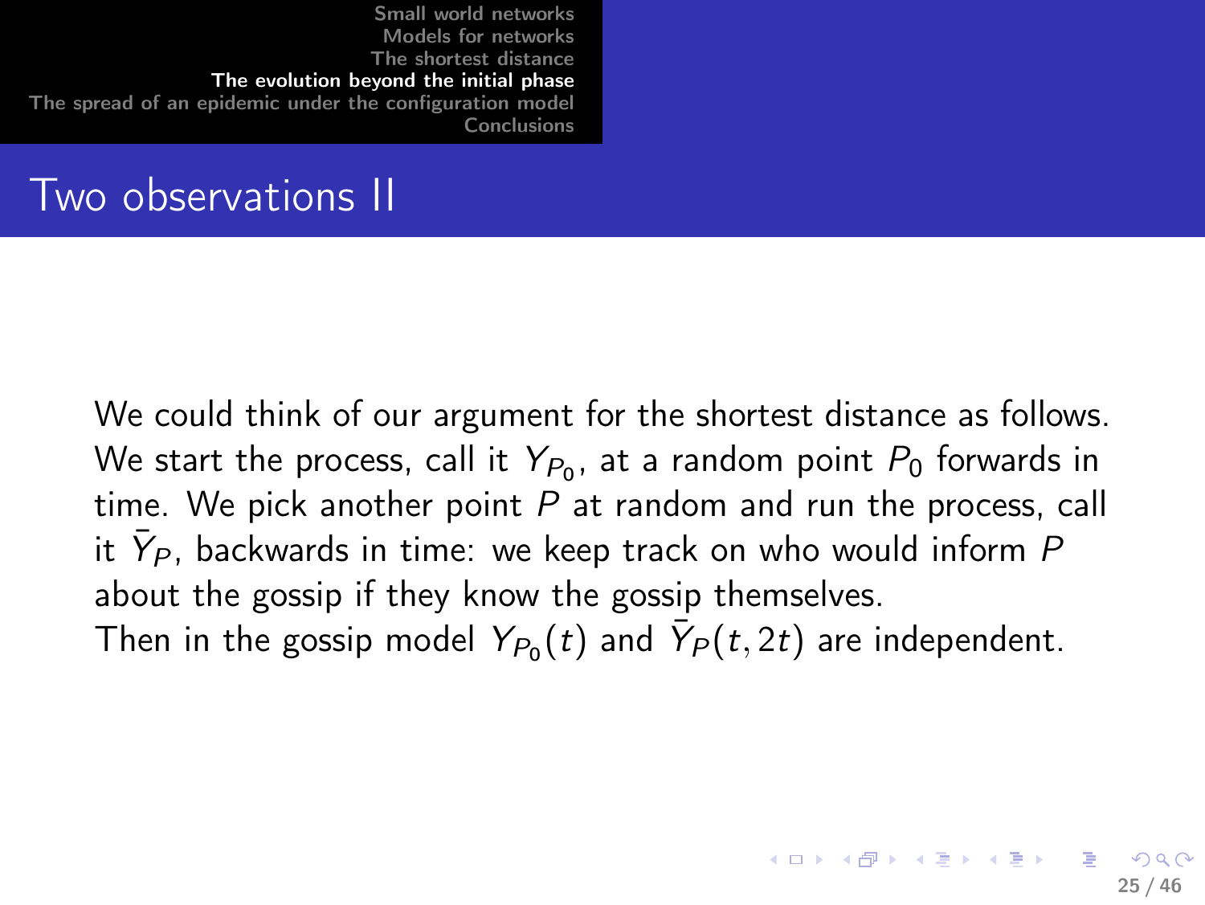# Two observations II

We could think of our argument for the shortest distance as follows. We start the process, call it $Y_{P_0}$, at a random point $P_0$ forwards in time. We pick another point $P$ at random and run the process, call it $\bar{Y}_P$, backwards in time: we keep track on who would inform $P$ about the gossip if they know the gossip themselves.

Then in the gossip model $Y_{P_0}(t)$ and $\bar{Y}_P(t, 2t)$ are independent.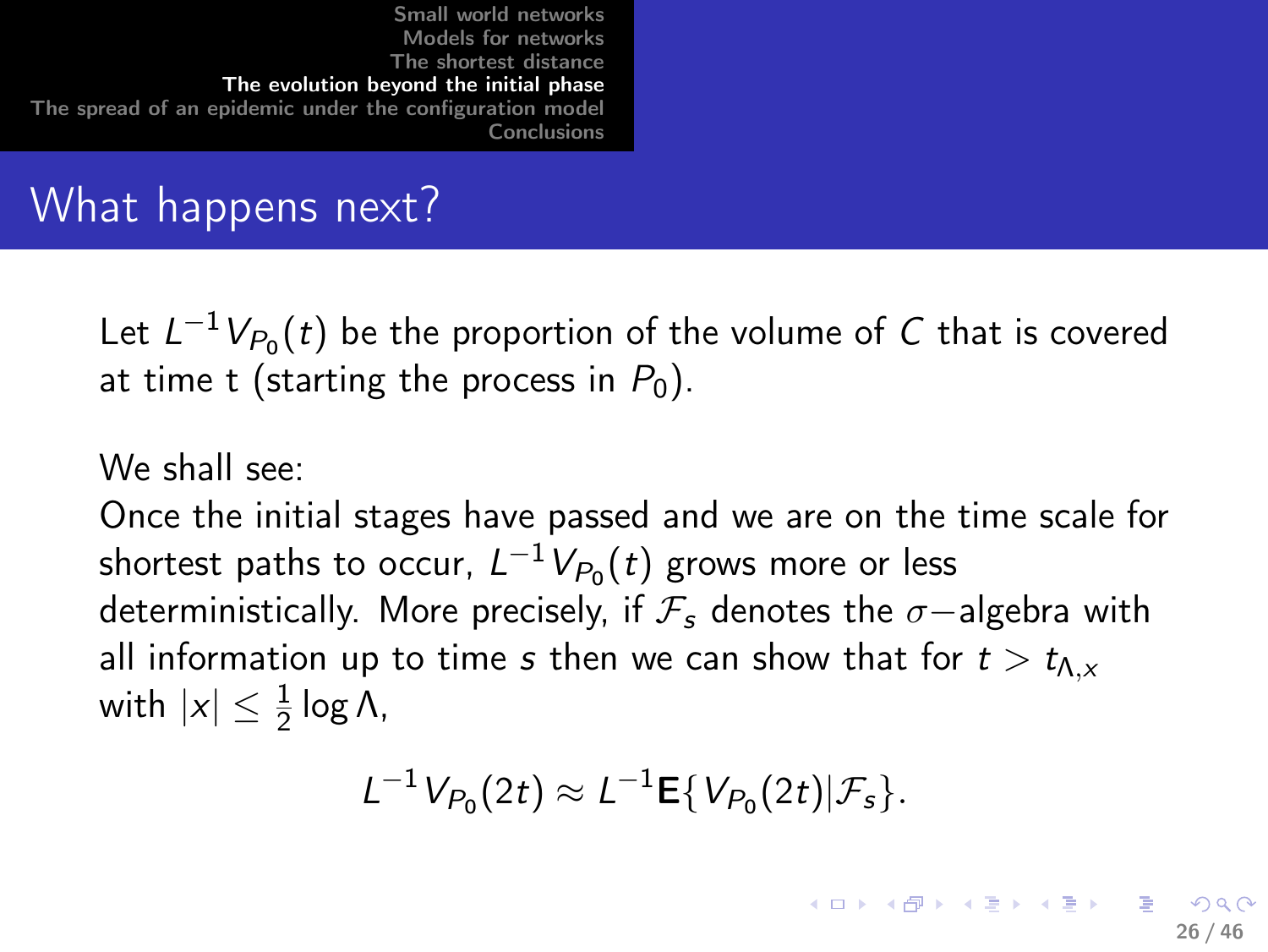## What happens next?

Let $L^{-1} V_{P_0}(t)$ be the proportion of the volume of $C$ that is covered at time t (starting the process in $P_0$).

We shall see:
Once the initial stages have passed and we are on the time scale for shortest paths to occur, $L^{-1} V_{P_0}(t)$ grows more or less deterministically. More precisely, if $\mathcal{F}_s$ denotes the $\sigma-$algebra with all information up to time $s$ then we can show that for $t > t_{\Lambda,x}$ with $|x| \leq \frac{1}{2} \log \Lambda$,

$$L^{-1} V_{P_0}(2t) \approx L^{-1} \mathbf{E}\{ V_{P_0}(2t) | \mathcal{F}_s \}.$$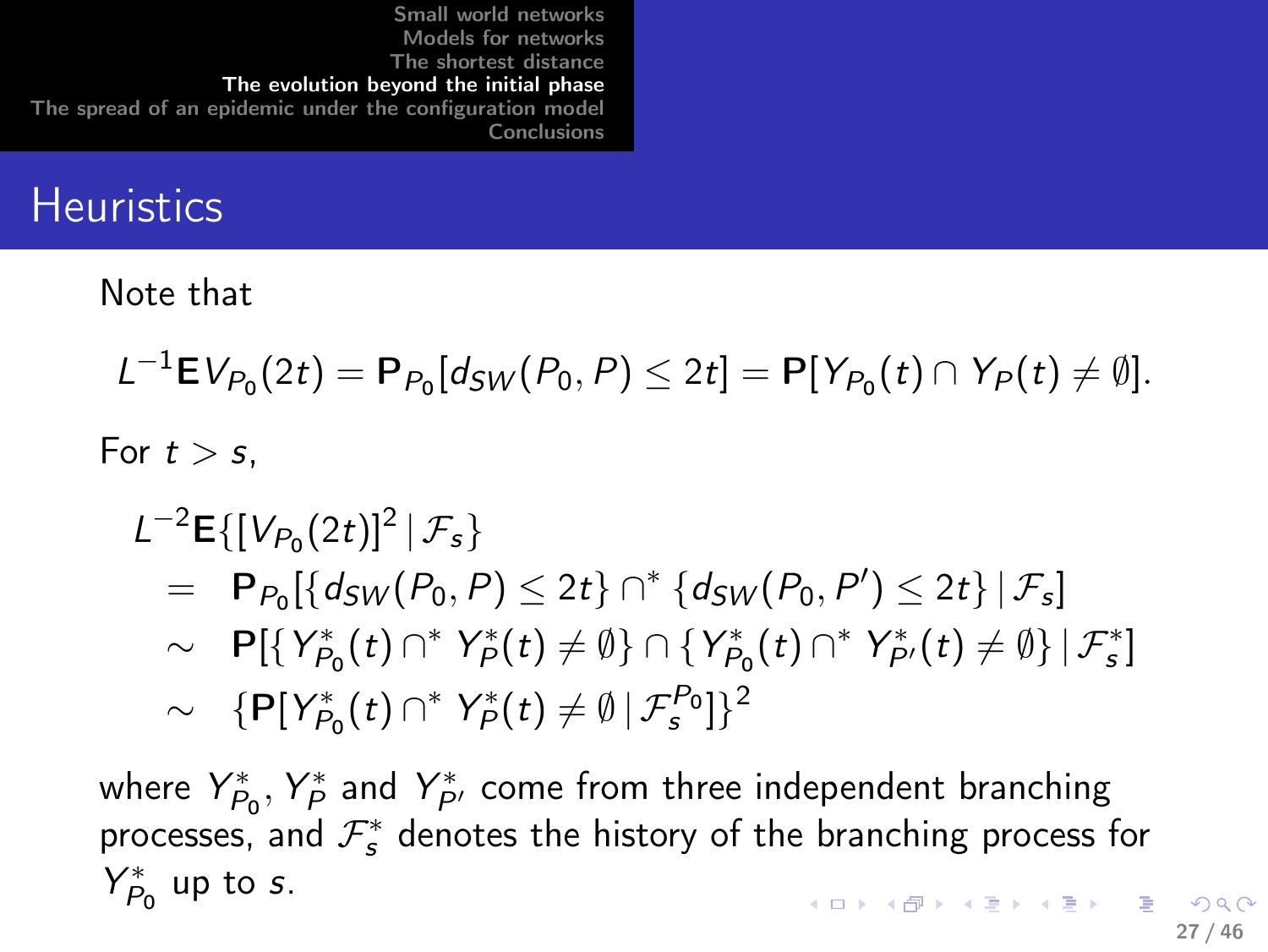# Heuristics

Note that

$$L^{-1}\mathbf{E}V_{P_0}(2t) = \mathbf{P}_{P_0}[d_{SW}(P_0,P) \leq 2t] = \mathbf{P}[Y_{P_0}(t) \cap Y_P(t) \neq \emptyset].$$

For $t > s$,

$$\begin{aligned}
& L^{-2}\mathbf{E}\{[V_{P_0}(2t)]^2 \,|\, \mathcal{F}_s\} \\
& \quad = \quad \mathbf{P}_{P_0}[\{d_{SW}(P_0,P) \leq 2t\} \cap^* \{d_{SW}(P_0,P') \leq 2t\} \,|\, \mathcal{F}_s] \\
& \quad \sim \quad \mathbf{P}[\{Y^*_{P_0}(t) \cap^* Y^*_P(t) \neq \emptyset\} \cap \{Y^*_{P_0}(t) \cap^* Y^*_{P'}(t) \neq \emptyset\} \,|\, \mathcal{F}^*_s] \\
& \quad \sim \quad \{\mathbf{P}[Y^*_{P_0}(t) \cap^* Y^*_P(t) \neq \emptyset \,|\, \mathcal{F}^{P_0}_s]\}^2
\end{aligned}$$

where $Y^*_{P_0}$, $Y^*_P$ and $Y^*_{P'}$ come from three independent branching processes, and $\mathcal{F}^*_s$ denotes the history of the branching process for $Y^*_{P_0}$ up to $s$.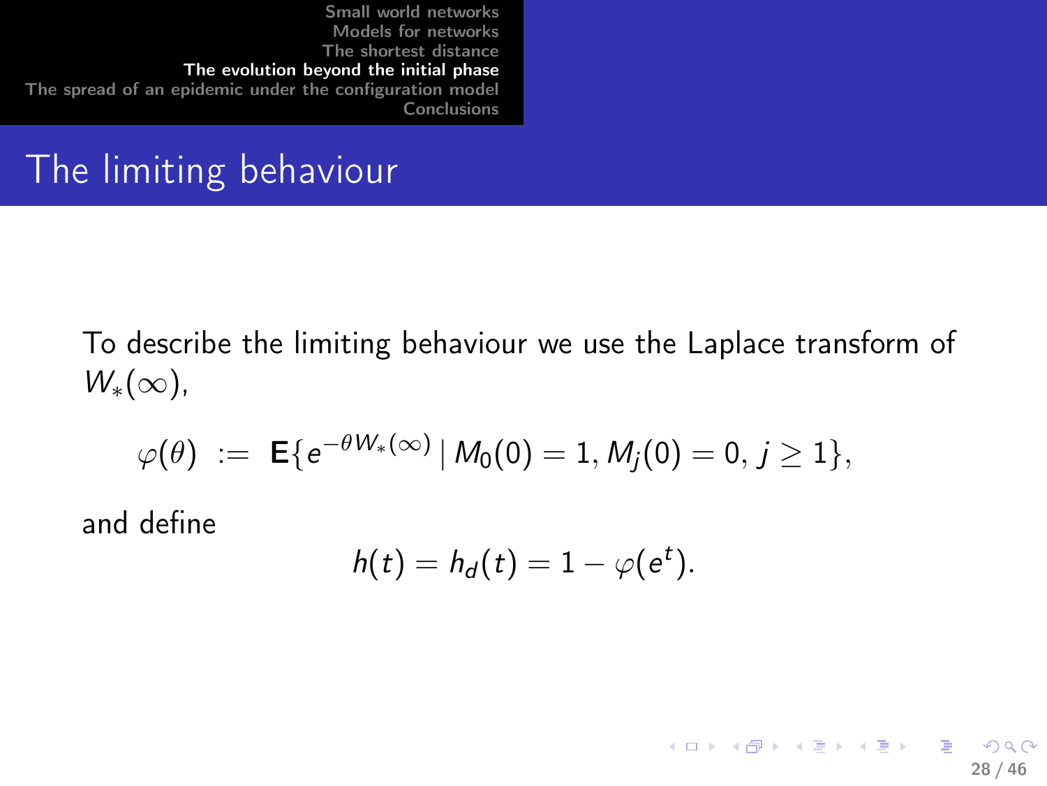## The limiting behaviour

To describe the limiting behaviour we use the Laplace transform of $W_*(\infty)$,

$$\varphi(\theta) \;:=\; \mathbf{E}\{e^{-\theta W_*(\infty)} \mid M_0(0) = 1, M_j(0) = 0, \, j \geq 1\},$$

and define

$$h(t) = h_d(t) = 1 - \varphi(e^t).$$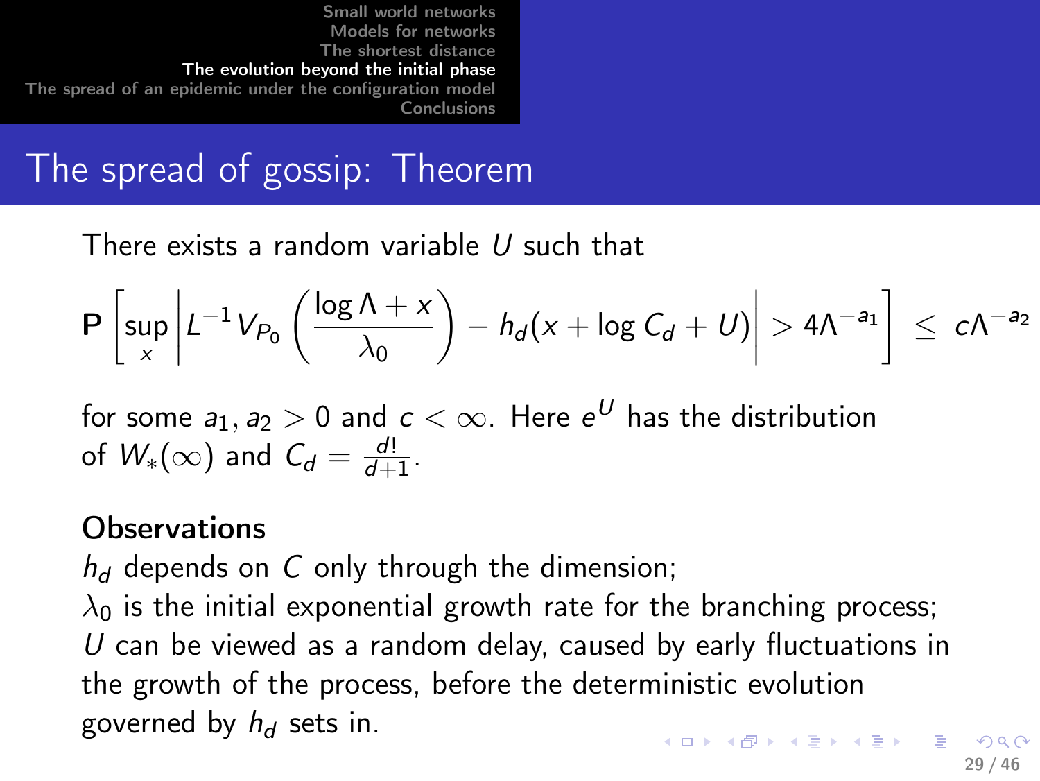# The spread of gossip: Theorem

There exists a random variable $U$ such that

$$\mathbf{P}\left[\sup_x \left| L^{-1} V_{P_0}\left(\frac{\log \Lambda + x}{\lambda_0}\right) - h_d(x + \log C_d + U)\right| > 4\Lambda^{-a_1}\right] \;\leq\; c\Lambda^{-a_2}$$

for some $a_1, a_2 > 0$ and $c < \infty$. Here $e^U$ has the distribution of $W_*(\infty)$ and $C_d = \frac{d!}{d+1}$.

**Observations**

$h_d$ depends on $C$ only through the dimension;
$\lambda_0$ is the initial exponential growth rate for the branching process;
$U$ can be viewed as a random delay, caused by early fluctuations in the growth of the process, before the deterministic evolution governed by $h_d$ sets in.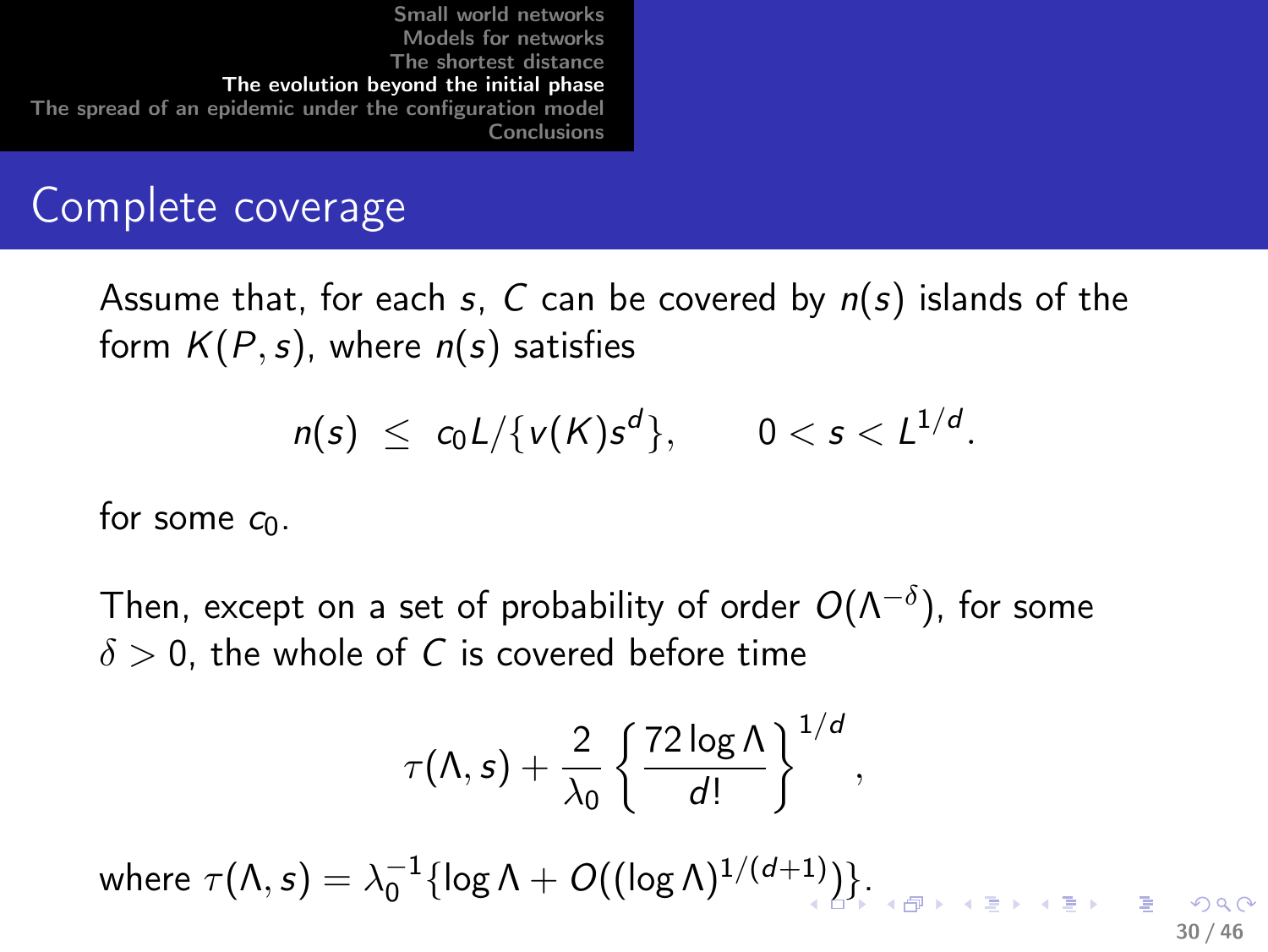## Complete coverage

Assume that, for each $s$, $C$ can be covered by $n(s)$ islands of the form $K(P,s)$, where $n(s)$ satisfies

$$n(s) \ \leq \ c_0 L/\{v(K)s^d\}, \qquad 0 < s < L^{1/d}.$$

for some $c_0$.

Then, except on a set of probability of order $O(\Lambda^{-\delta})$, for some $\delta > 0$, the whole of $C$ is covered before time

$$\tau(\Lambda, s) + \frac{2}{\lambda_0}\left\{\frac{72 \log \Lambda}{d!}\right\}^{1/d},$$

where $\tau(\Lambda, s) = \lambda_0^{-1}\{\log \Lambda + O((\log \Lambda)^{1/(d+1)})\}$.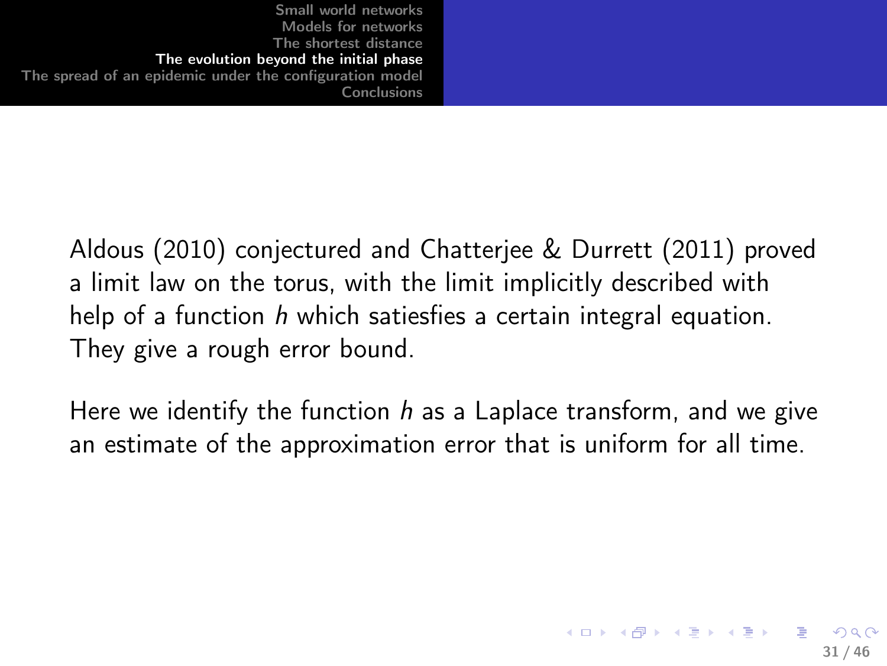Aldous (2010) conjectured and Chatterjee & Durrett (2011) proved a limit law on the torus, with the limit implicitly described with help of a function $h$ which satiesfies a certain integral equation. They give a rough error bound.

Here we identify the function $h$ as a Laplace transform, and we give an estimate of the approximation error that is uniform for all time.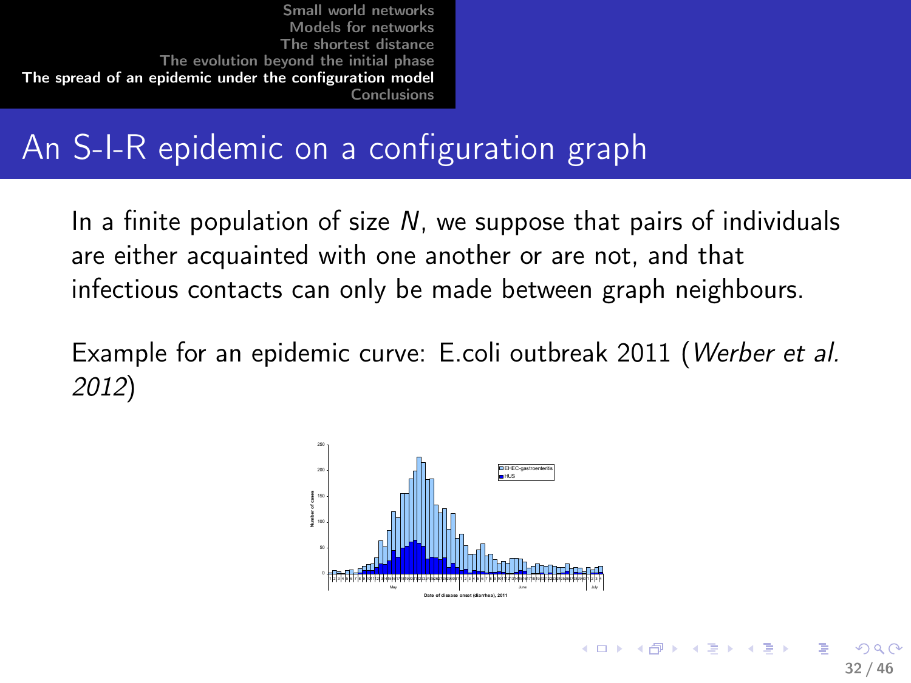# An S-I-R epidemic on a configuration graph

In a finite population of size $N$, we suppose that pairs of individuals are either acquainted with one another or are not, and that infectious contacts can only be made between graph neighbours.

Example for an epidemic curve: E.coli outbreak 2011 (*Werber et al. 2012*)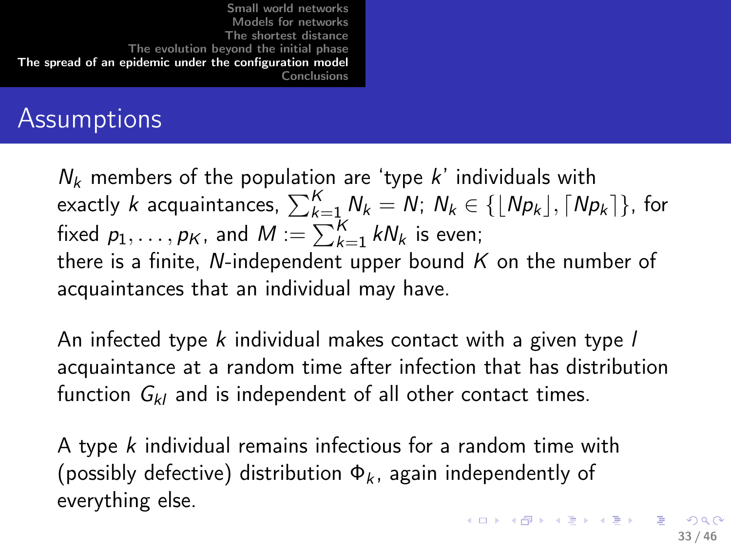## Assumptions

$N_k$ members of the population are 'type $k$' individuals with exactly $k$ acquaintances, $\sum_{k=1}^{K} N_k = N$; $N_k \in \{\lfloor Np_k \rfloor, \lceil Np_k \rceil\}$, for fixed $p_1, \ldots, p_K$, and $M := \sum_{k=1}^{K} kN_k$ is even;
there is a finite, $N$-independent upper bound $K$ on the number of acquaintances that an individual may have.

An infected type $k$ individual makes contact with a given type $l$ acquaintance at a random time after infection that has distribution function $G_{kl}$ and is independent of all other contact times.

A type $k$ individual remains infectious for a random time with (possibly defective) distribution $\Phi_k$, again independently of everything else.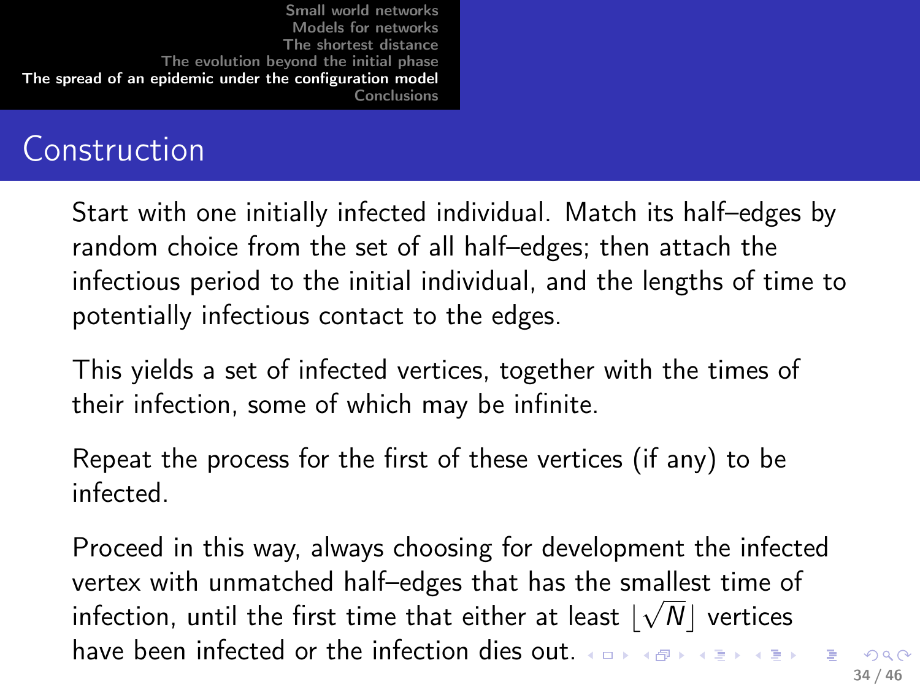# Construction

Start with one initially infected individual. Match its half–edges by random choice from the set of all half–edges; then attach the infectious period to the initial individual, and the lengths of time to potentially infectious contact to the edges.

This yields a set of infected vertices, together with the times of their infection, some of which may be infinite.

Repeat the process for the first of these vertices (if any) to be infected.

Proceed in this way, always choosing for development the infected vertex with unmatched half–edges that has the smallest time of infection, until the first time that either at least $\lfloor \sqrt{N} \rfloor$ vertices have been infected or the infection dies out.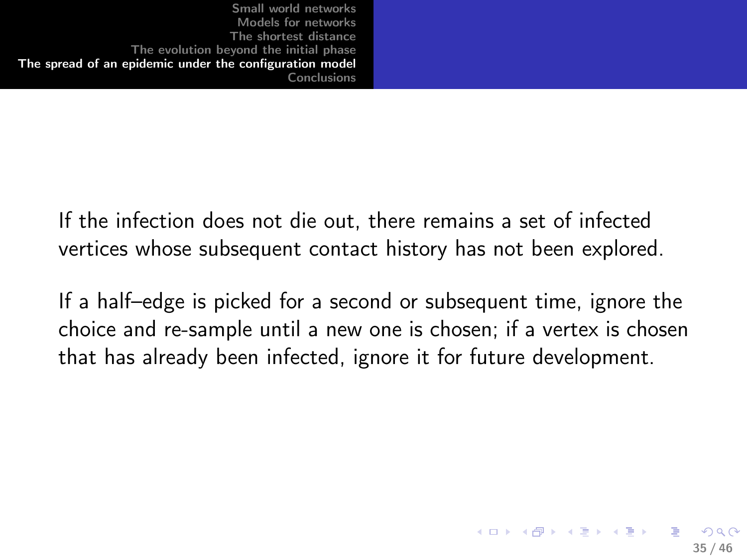If the infection does not die out, there remains a set of infected vertices whose subsequent contact history has not been explored.

If a half–edge is picked for a second or subsequent time, ignore the choice and re-sample until a new one is chosen; if a vertex is chosen that has already been infected, ignore it for future development.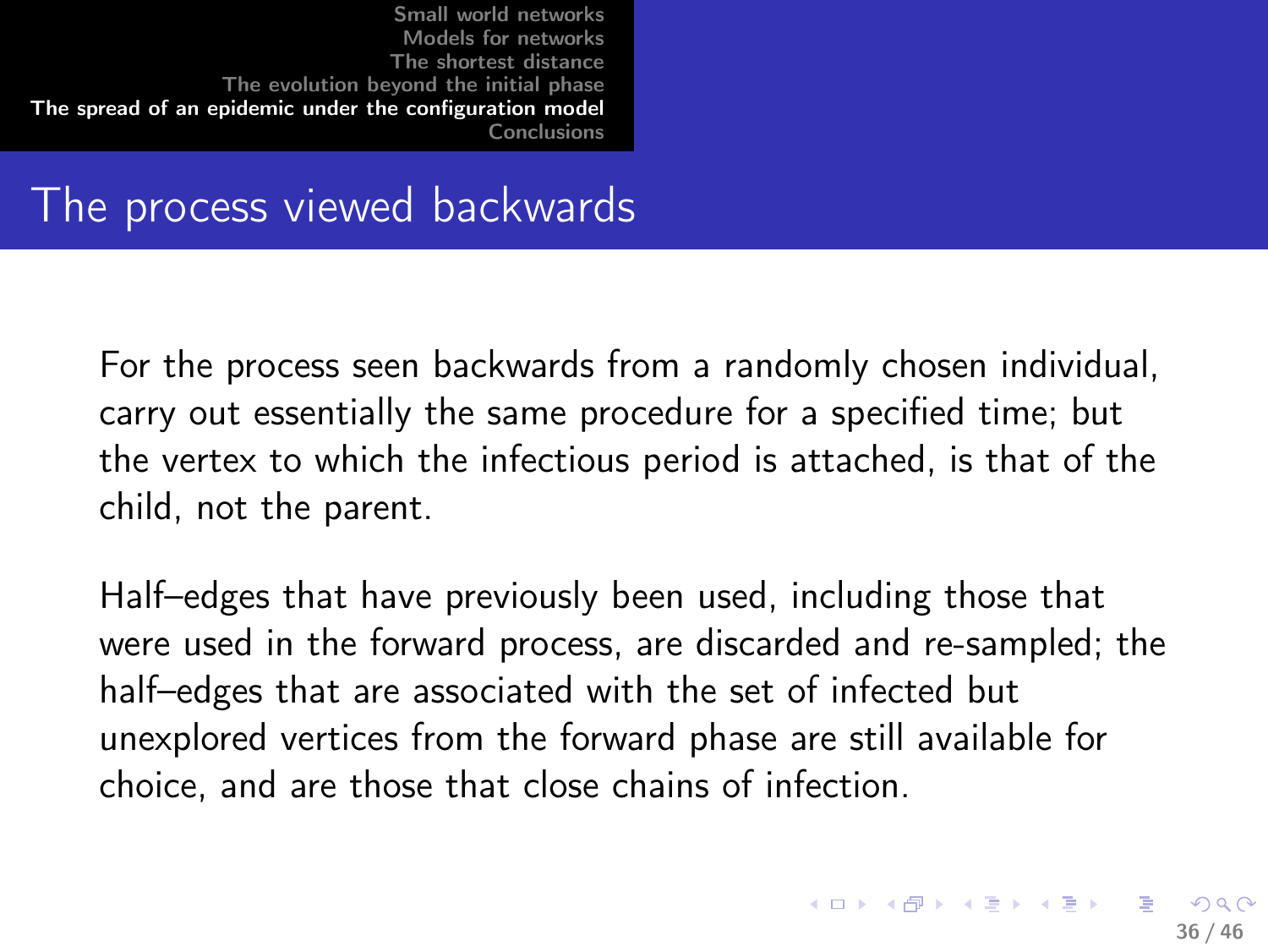## The process viewed backwards

For the process seen backwards from a randomly chosen individual, carry out essentially the same procedure for a specified time; but the vertex to which the infectious period is attached, is that of the child, not the parent.

Half–edges that have previously been used, including those that were used in the forward process, are discarded and re-sampled; the half–edges that are associated with the set of infected but unexplored vertices from the forward phase are still available for choice, and are those that close chains of infection.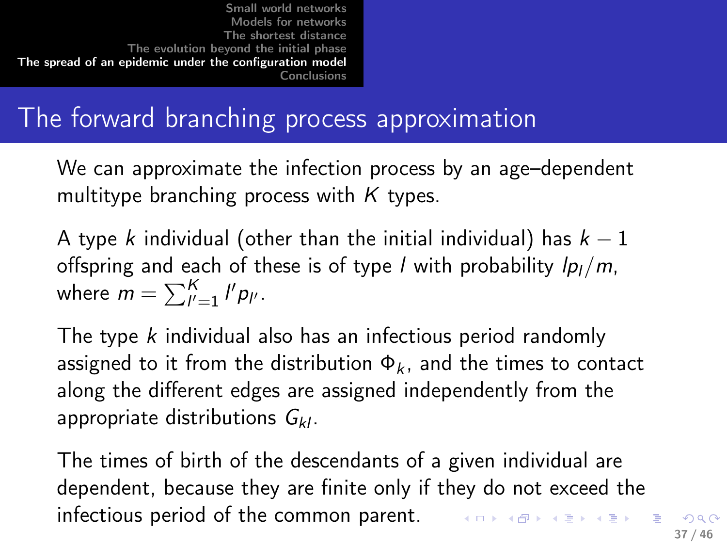# The forward branching process approximation

We can approximate the infection process by an age–dependent multitype branching process with $K$ types.

A type $k$ individual (other than the initial individual) has $k-1$ offspring and each of these is of type $l$ with probability $lp_l/m$, where $m = \sum_{l'=1}^{K} l' p_{l'}$.

The type $k$ individual also has an infectious period randomly assigned to it from the distribution $\Phi_k$, and the times to contact along the different edges are assigned independently from the appropriate distributions $G_{kl}$.

The times of birth of the descendants of a given individual are dependent, because they are finite only if they do not exceed the infectious period of the common parent.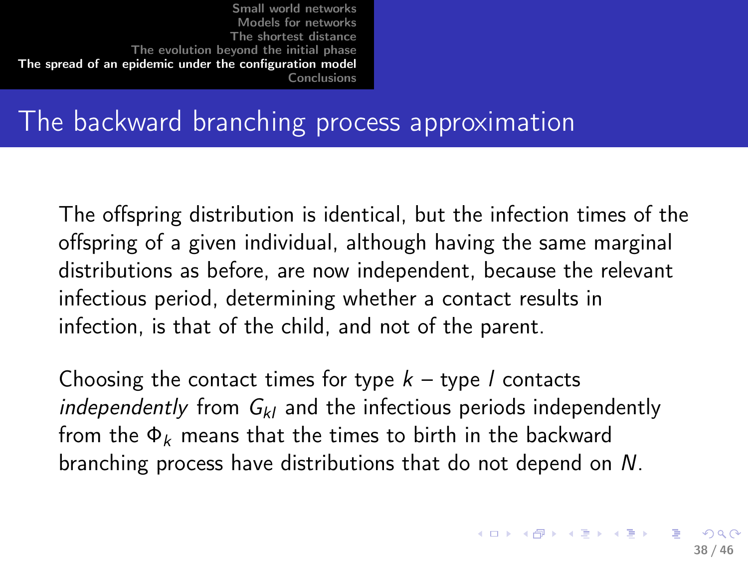# The backward branching process approximation

The offspring distribution is identical, but the infection times of the offspring of a given individual, although having the same marginal distributions as before, are now independent, because the relevant infectious period, determining whether a contact results in infection, is that of the child, and not of the parent.

Choosing the contact times for type $k$ – type $l$ contacts *independently* from $G_{kl}$ and the infectious periods independently from the $\Phi_k$ means that the times to birth in the backward branching process have distributions that do not depend on $N$.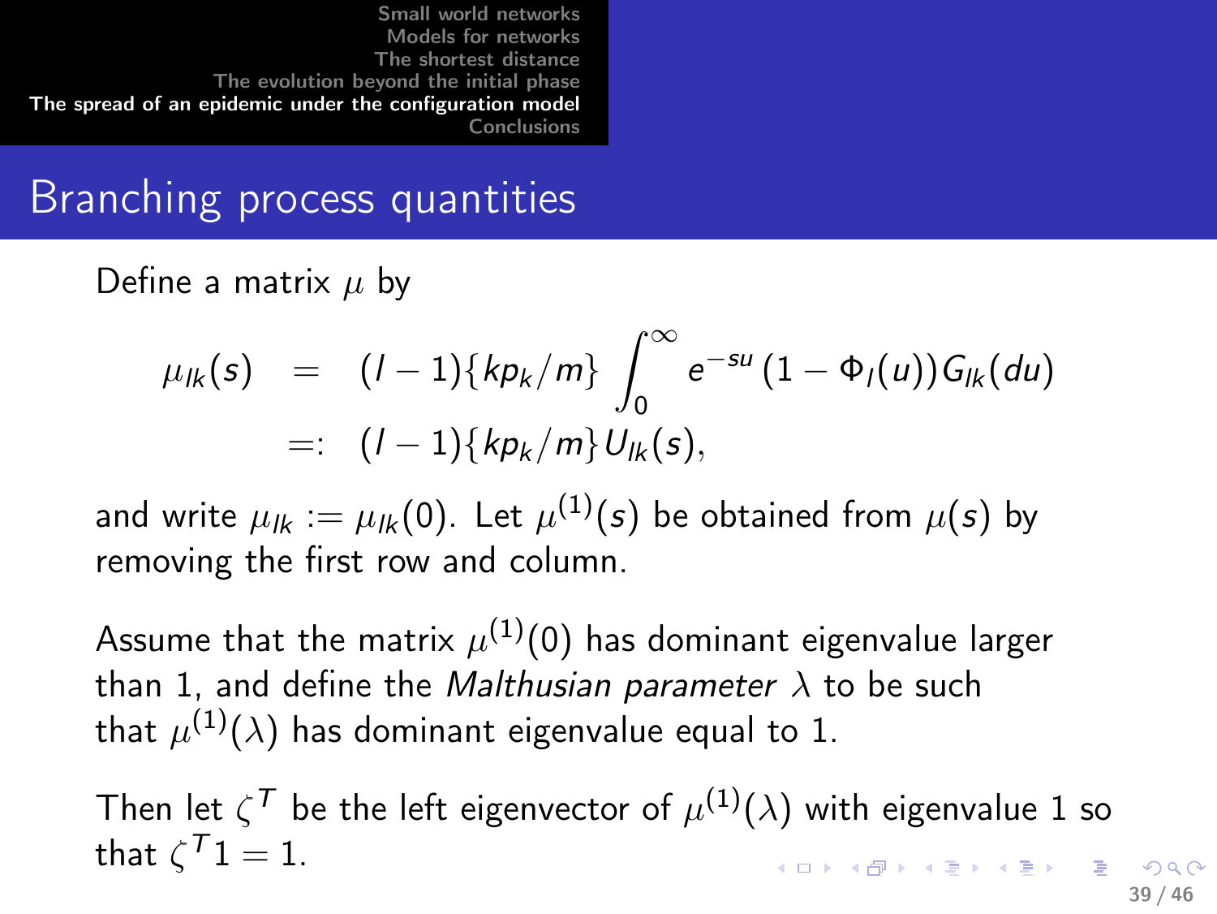## Branching process quantities

Define a matrix $\mu$ by

$$
\begin{aligned}
\mu_{lk}(s) &= (l-1)\{kp_k/m\} \int_0^\infty e^{-su}\,(1-\Phi_l(u))G_{lk}(du) \\
&=: (l-1)\{kp_k/m\}U_{lk}(s),
\end{aligned}
$$

and write $\mu_{lk} := \mu_{lk}(0)$. Let $\mu^{(1)}(s)$ be obtained from $\mu(s)$ by removing the first row and column.

Assume that the matrix $\mu^{(1)}(0)$ has dominant eigenvalue larger than 1, and define the *Malthusian parameter* $\lambda$ to be such that $\mu^{(1)}(\lambda)$ has dominant eigenvalue equal to 1.

Then let $\zeta^T$ be the left eigenvector of $\mu^{(1)}(\lambda)$ with eigenvalue 1 so that $\zeta^T 1 = 1$.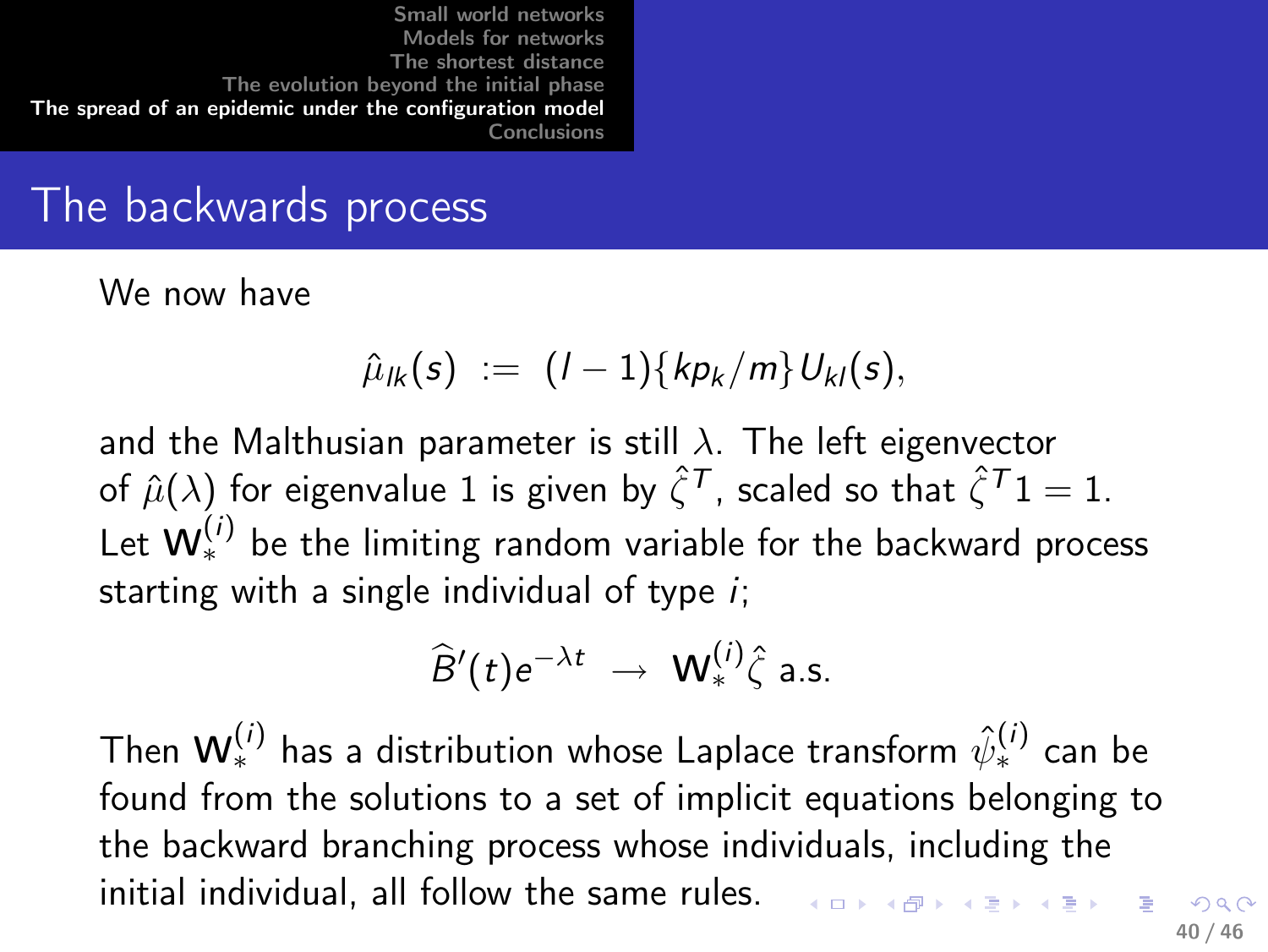## The backwards process

We now have

$$\hat{\mu}_{lk}(s) \;:=\; (l-1)\{kp_k/m\}U_{kl}(s),$$

and the Malthusian parameter is still $\lambda$. The left eigenvector of $\hat{\mu}(\lambda)$ for eigenvalue 1 is given by $\hat{\zeta}^T$, scaled so that $\hat{\zeta}^T 1 = 1$. Let $\mathbf{W}_*^{(i)}$ be the limiting random variable for the backward process starting with a single individual of type $i$;

$$\widehat{B}'(t)e^{-\lambda t} \;\to\; \mathbf{W}_*^{(i)}\hat{\zeta} \text{ a.s.}$$

Then $\mathbf{W}_*^{(i)}$ has a distribution whose Laplace transform $\hat{\psi}_*^{(i)}$ can be found from the solutions to a set of implicit equations belonging to the backward branching process whose individuals, including the initial individual, all follow the same rules.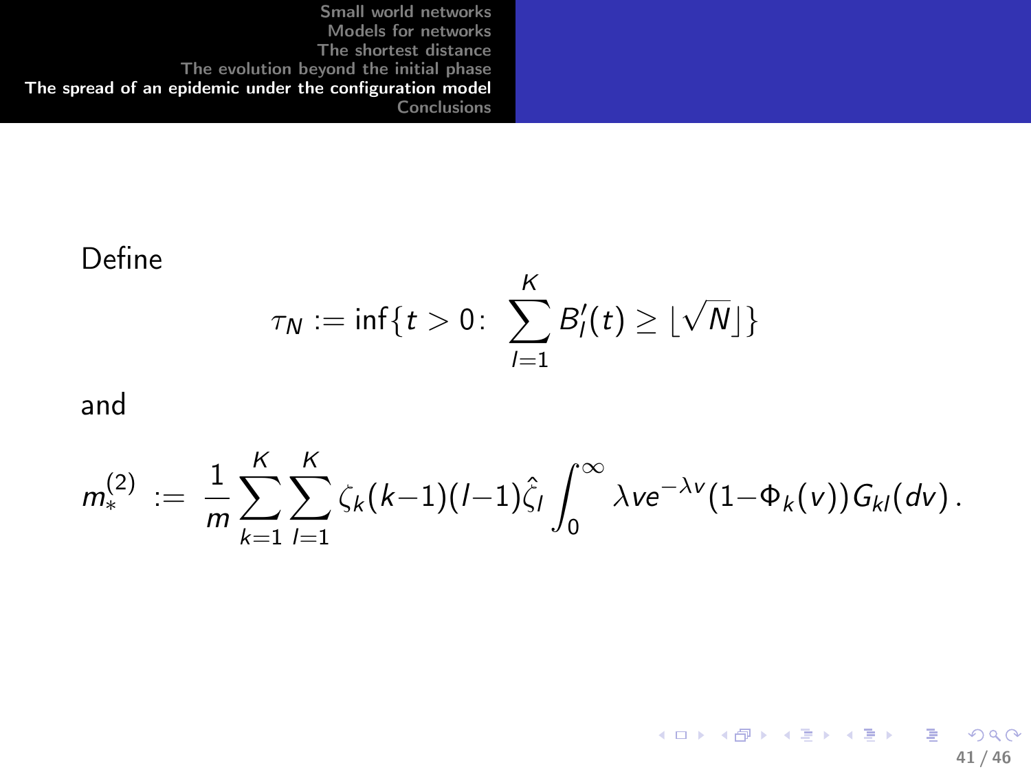Define

$$\tau_N := \inf\{t > 0\colon\ \sum_{l=1}^{K} B'_l(t) \geq \lfloor \sqrt{N} \rfloor\}$$

and

$$m_*^{(2)} \ := \ \frac{1}{m} \sum_{k=1}^{K} \sum_{l=1}^{K} \zeta_k (k-1)(l-1) \hat{\zeta}_l \int_0^\infty \lambda v e^{-\lambda v} (1 - \Phi_k(v)) G_{kl}(dv)\,.$$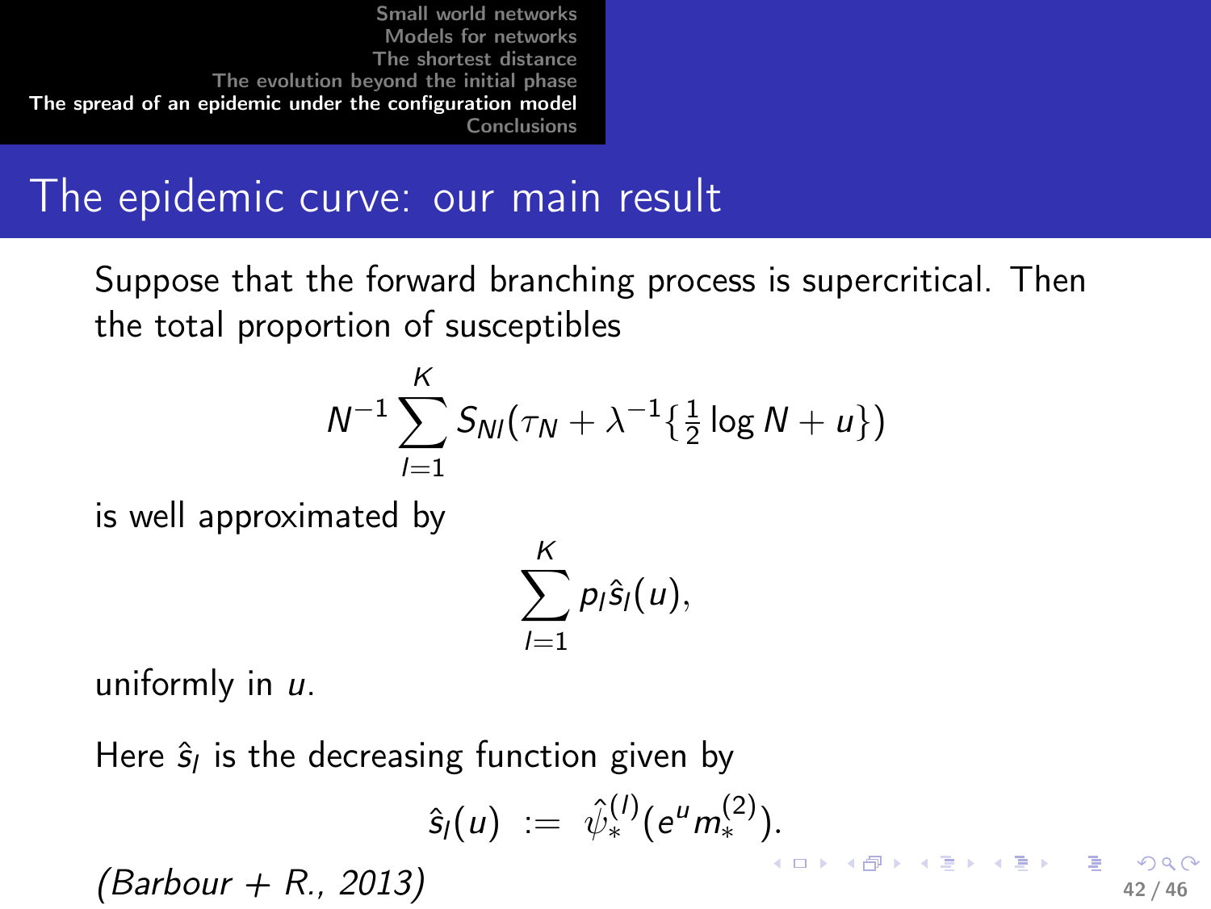# The epidemic curve: our main result

Suppose that the forward branching process is supercritical. Then the total proportion of susceptibles

$$N^{-1} \sum_{l=1}^{K} S_{Nl}(\tau_N + \lambda^{-1}\{\tfrac{1}{2}\log N + u\})$$

is well approximated by

$$\sum_{l=1}^{K} p_l \hat{s}_l(u),$$

uniformly in $u$.

Here $\hat{s}_l$ is the decreasing function given by

$$\hat{s}_l(u) \ := \ \hat{\psi}_*^{(l)}(e^u m_*^{(2)}).$$

*(Barbour + R., 2013)*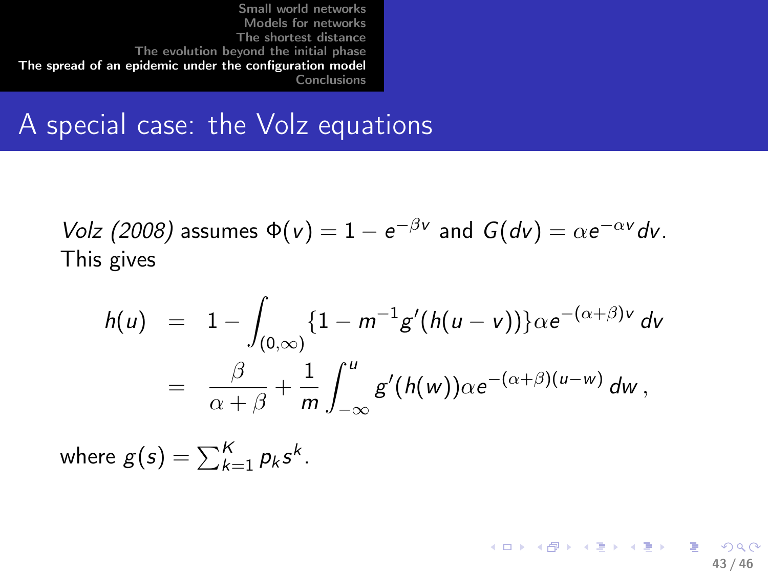## A special case: the Volz equations

*Volz (2008)* assumes $\Phi(v) = 1 - e^{-\beta v}$ and $G(dv) = \alpha e^{-\alpha v} dv$. This gives

$$
\begin{aligned}
h(u) &= 1 - \int_{(0,\infty)} \{1 - m^{-1} g'(h(u-v))\} \alpha e^{-(\alpha+\beta)v} \, dv \\
&= \frac{\beta}{\alpha+\beta} + \frac{1}{m} \int_{-\infty}^{u} g'(h(w)) \alpha e^{-(\alpha+\beta)(u-w)} \, dw \,,
\end{aligned}
$$

where $g(s) = \sum_{k=1}^{K} p_k s^k$.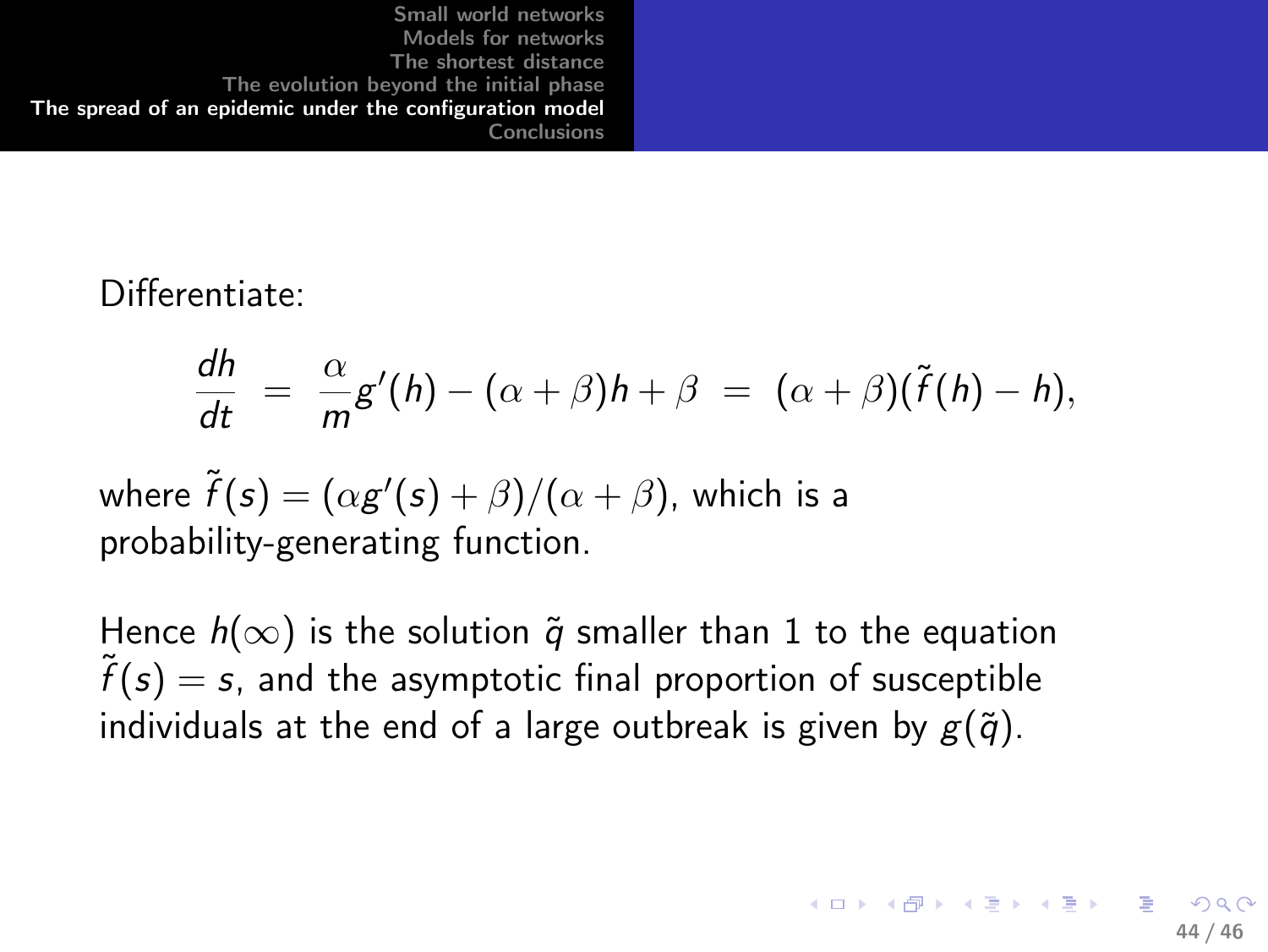Differentiate:

$$\frac{dh}{dt} = \frac{\alpha}{m}g'(h) - (\alpha + \beta)h + \beta = (\alpha + \beta)(\tilde{f}(h) - h),$$

where $\tilde{f}(s) = (\alpha g'(s) + \beta)/(\alpha + \beta)$, which is a probability-generating function.

Hence $h(\infty)$ is the solution $\tilde{q}$ smaller than 1 to the equation $\tilde{f}(s) = s$, and the asymptotic final proportion of susceptible individuals at the end of a large outbreak is given by $g(\tilde{q})$.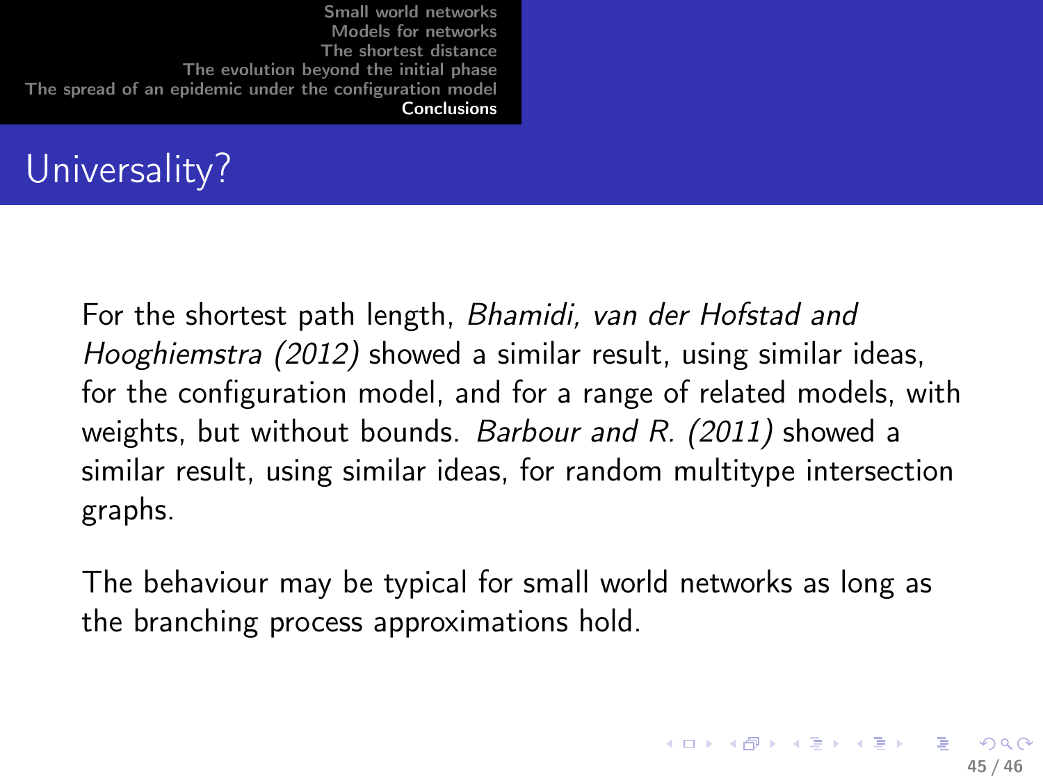# Universality?

For the shortest path length, *Bhamidi, van der Hofstad and Hooghiemstra (2012)* showed a similar result, using similar ideas, for the configuration model, and for a range of related models, with weights, but without bounds. *Barbour and R. (2011)* showed a similar result, using similar ideas, for random multitype intersection graphs.

The behaviour may be typical for small world networks as long as the branching process approximations hold.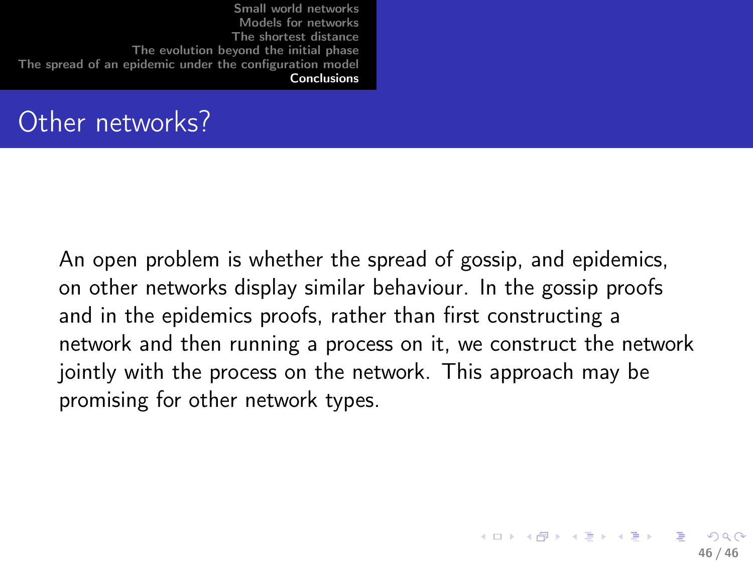## Other networks?

An open problem is whether the spread of gossip, and epidemics, on other networks display similar behaviour. In the gossip proofs and in the epidemics proofs, rather than first constructing a network and then running a process on it, we construct the network jointly with the process on the network. This approach may be promising for other network types.